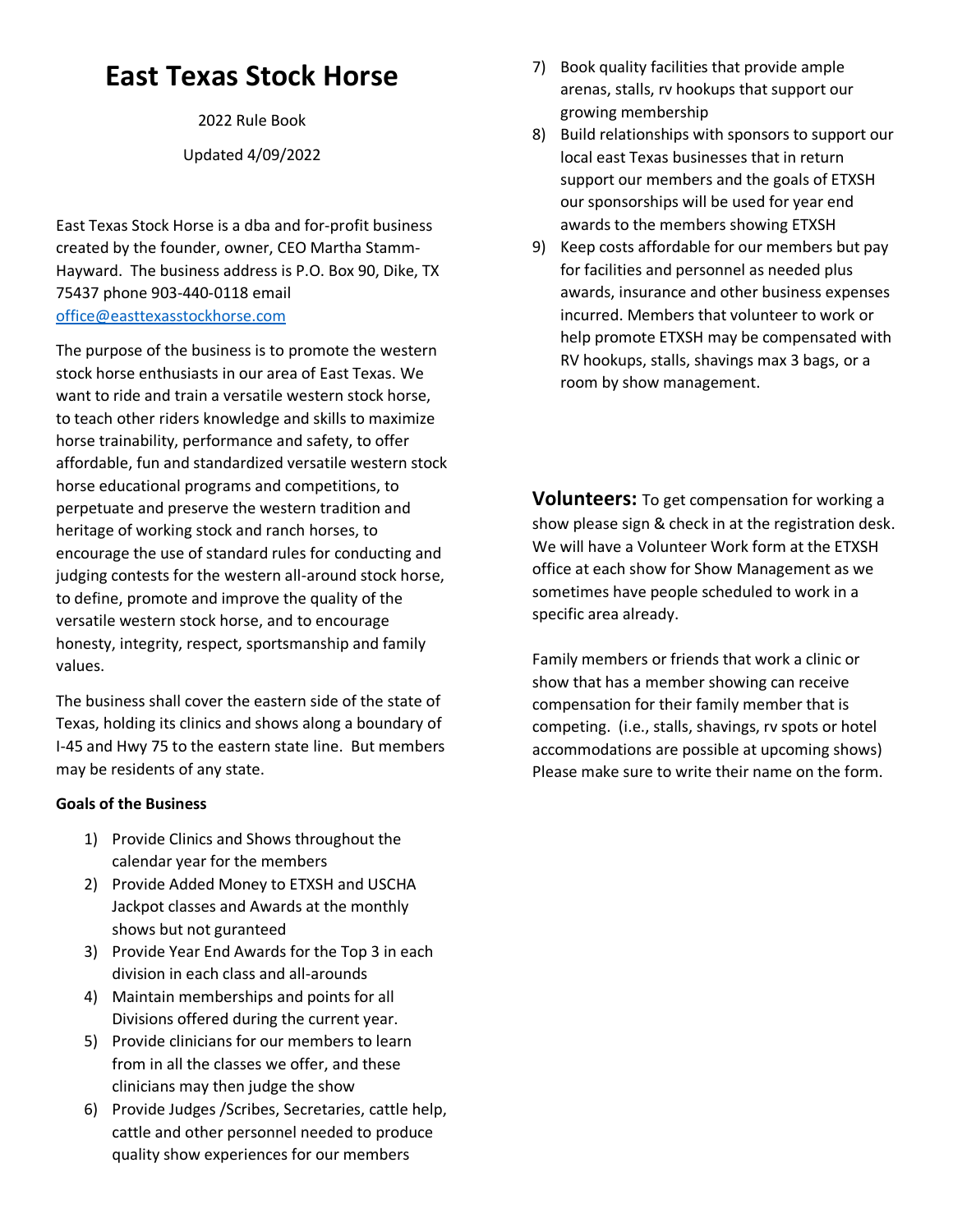# East Texas Stock Horse

2022 Rule Book

Updated 4/09/2022

East Texas Stock Horse is a dba and for-profit business created by the founder, owner, CEO Martha Stamm-Hayward. The business address is P.O. Box 90, Dike, TX 75437 phone 903-440-0118 email office@easttexasstockhorse.com

The purpose of the business is to promote the western stock horse enthusiasts in our area of East Texas. We want to ride and train a versatile western stock horse, to teach other riders knowledge and skills to maximize horse trainability, performance and safety, to offer affordable, fun and standardized versatile western stock horse educational programs and competitions, to perpetuate and preserve the western tradition and heritage of working stock and ranch horses, to encourage the use of standard rules for conducting and judging contests for the western all-around stock horse, to define, promote and improve the quality of the versatile western stock horse, and to encourage honesty, integrity, respect, sportsmanship and family values.

The business shall cover the eastern side of the state of Texas, holding its clinics and shows along a boundary of I-45 and Hwy 75 to the eastern state line. But members may be residents of any state.

**Goals of the Business**

1) Provide Clinics and Shows throughout the calendar year for the members
2) Provide Added Money to ETXSH and USCHA Jackpot classes and Awards at the monthly shows but not guranteed
3) Provide Year End Awards for the Top 3 in each division in each class and all-arounds
4) Maintain memberships and points for all Divisions offered during the current year.
5) Provide clinicians for our members to learn from in all the classes we offer, and these clinicians may then judge the show
6) Provide Judges /Scribes, Secretaries, cattle help, cattle and other personnel needed to produce quality show experiences for our members
7) Book quality facilities that provide ample arenas, stalls, rv hookups that support our growing membership
8) Build relationships with sponsors to support our local east Texas businesses that in return support our members and the goals of ETXSH our sponsorships will be used for year end awards to the members showing ETXSH
9) Keep costs affordable for our members but pay for facilities and personnel as needed plus awards, insurance and other business expenses incurred. Members that volunteer to work or help promote ETXSH may be compensated with RV hookups, stalls, shavings max 3 bags, or a room by show management.

**Volunteers:** To get compensation for working a show please sign & check in at the registration desk. We will have a Volunteer Work form at the ETXSH office at each show for Show Management as we sometimes have people scheduled to work in a specific area already.

Family members or friends that work a clinic or show that has a member showing can receive compensation for their family member that is competing. (i.e., stalls, shavings, rv spots or hotel accommodations are possible at upcoming shows) Please make sure to write their name on the form.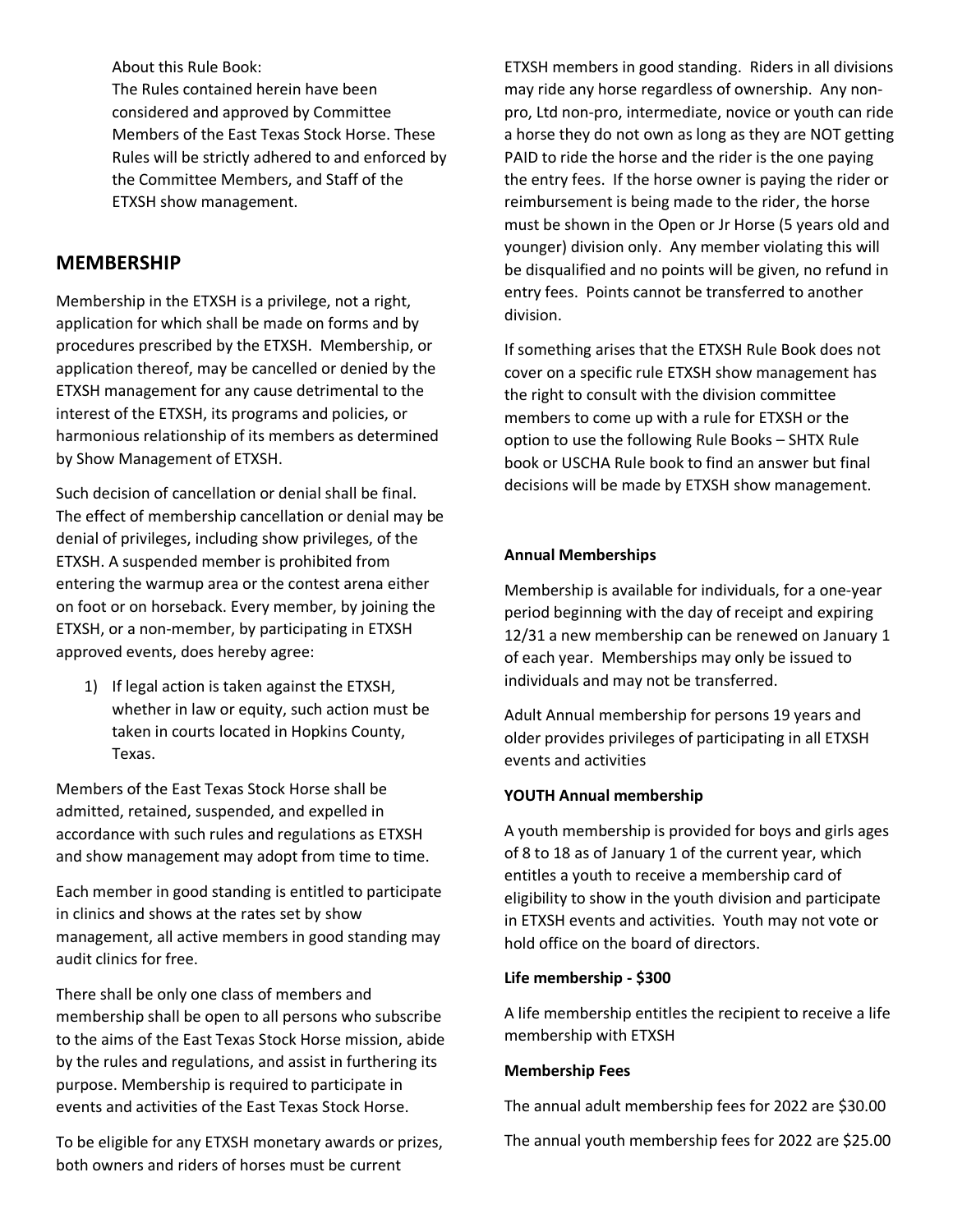About this Rule Book:
The Rules contained herein have been considered and approved by Committee Members of the East Texas Stock Horse. These Rules will be strictly adhered to and enforced by the Committee Members, and Staff of the ETXSH show management.

## MEMBERSHIP

Membership in the ETXSH is a privilege, not a right, application for which shall be made on forms and by procedures prescribed by the ETXSH. Membership, or application thereof, may be cancelled or denied by the ETXSH management for any cause detrimental to the interest of the ETXSH, its programs and policies, or harmonious relationship of its members as determined by Show Management of ETXSH.

Such decision of cancellation or denial shall be final. The effect of membership cancellation or denial may be denial of privileges, including show privileges, of the ETXSH. A suspended member is prohibited from entering the warmup area or the contest arena either on foot or on horseback. Every member, by joining the ETXSH, or a non-member, by participating in ETXSH approved events, does hereby agree:

1) If legal action is taken against the ETXSH, whether in law or equity, such action must be taken in courts located in Hopkins County, Texas.

Members of the East Texas Stock Horse shall be admitted, retained, suspended, and expelled in accordance with such rules and regulations as ETXSH and show management may adopt from time to time.

Each member in good standing is entitled to participate in clinics and shows at the rates set by show management, all active members in good standing may audit clinics for free.

There shall be only one class of members and membership shall be open to all persons who subscribe to the aims of the East Texas Stock Horse mission, abide by the rules and regulations, and assist in furthering its purpose. Membership is required to participate in events and activities of the East Texas Stock Horse.

To be eligible for any ETXSH monetary awards or prizes, both owners and riders of horses must be current ETXSH members in good standing. Riders in all divisions may ride any horse regardless of ownership. Any non-pro, Ltd non-pro, intermediate, novice or youth can ride a horse they do not own as long as they are NOT getting PAID to ride the horse and the rider is the one paying the entry fees. If the horse owner is paying the rider or reimbursement is being made to the rider, the horse must be shown in the Open or Jr Horse (5 years old and younger) division only. Any member violating this will be disqualified and no points will be given, no refund in entry fees. Points cannot be transferred to another division.

If something arises that the ETXSH Rule Book does not cover on a specific rule ETXSH show management has the right to consult with the division committee members to come up with a rule for ETXSH or the option to use the following Rule Books – SHTX Rule book or USCHA Rule book to find an answer but final decisions will be made by ETXSH show management.

**Annual Memberships**

Membership is available for individuals, for a one-year period beginning with the day of receipt and expiring 12/31 a new membership can be renewed on January 1 of each year. Memberships may only be issued to individuals and may not be transferred.

Adult Annual membership for persons 19 years and older provides privileges of participating in all ETXSH events and activities

**YOUTH Annual membership**

A youth membership is provided for boys and girls ages of 8 to 18 as of January 1 of the current year, which entitles a youth to receive a membership card of eligibility to show in the youth division and participate in ETXSH events and activities. Youth may not vote or hold office on the board of directors.

**Life membership - $300**

A life membership entitles the recipient to receive a life membership with ETXSH

**Membership Fees**

The annual adult membership fees for 2022 are $30.00

The annual youth membership fees for 2022 are $25.00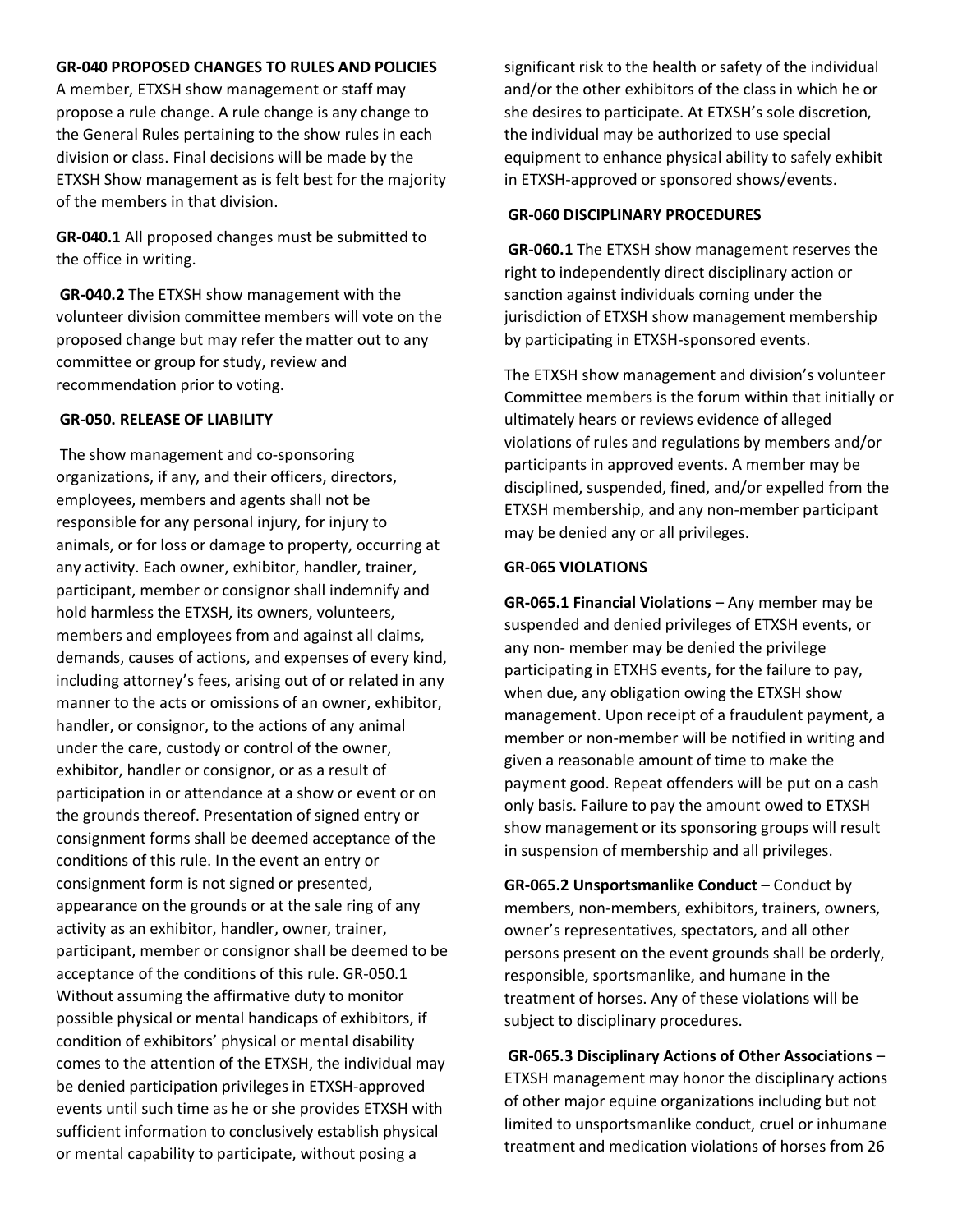**GR-040 PROPOSED CHANGES TO RULES AND POLICIES**
A member, ETXSH show management or staff may propose a rule change. A rule change is any change to the General Rules pertaining to the show rules in each division or class. Final decisions will be made by the ETXSH Show management as is felt best for the majority of the members in that division.

**GR-040.1** All proposed changes must be submitted to the office in writing.

**GR-040.2** The ETXSH show management with the volunteer division committee members will vote on the proposed change but may refer the matter out to any committee or group for study, review and recommendation prior to voting.

**GR-050. RELEASE OF LIABILITY**

The show management and co-sponsoring organizations, if any, and their officers, directors, employees, members and agents shall not be responsible for any personal injury, for injury to animals, or for loss or damage to property, occurring at any activity. Each owner, exhibitor, handler, trainer, participant, member or consignor shall indemnify and hold harmless the ETXSH, its owners, volunteers, members and employees from and against all claims, demands, causes of actions, and expenses of every kind, including attorney's fees, arising out of or related in any manner to the acts or omissions of an owner, exhibitor, handler, or consignor, to the actions of any animal under the care, custody or control of the owner, exhibitor, handler or consignor, or as a result of participation in or attendance at a show or event or on the grounds thereof. Presentation of signed entry or consignment forms shall be deemed acceptance of the conditions of this rule. In the event an entry or consignment form is not signed or presented, appearance on the grounds or at the sale ring of any activity as an exhibitor, handler, owner, trainer, participant, member or consignor shall be deemed to be acceptance of the conditions of this rule. GR-050.1 Without assuming the affirmative duty to monitor possible physical or mental handicaps of exhibitors, if condition of exhibitors' physical or mental disability comes to the attention of the ETXSH, the individual may be denied participation privileges in ETXSH-approved events until such time as he or she provides ETXSH with sufficient information to conclusively establish physical or mental capability to participate, without posing a significant risk to the health or safety of the individual and/or the other exhibitors of the class in which he or she desires to participate. At ETXSH's sole discretion, the individual may be authorized to use special equipment to enhance physical ability to safely exhibit in ETXSH-approved or sponsored shows/events.

**GR-060 DISCIPLINARY PROCEDURES**

**GR-060.1** The ETXSH show management reserves the right to independently direct disciplinary action or sanction against individuals coming under the jurisdiction of ETXSH show management membership by participating in ETXSH-sponsored events.

The ETXSH show management and division's volunteer Committee members is the forum within that initially or ultimately hears or reviews evidence of alleged violations of rules and regulations by members and/or participants in approved events. A member may be disciplined, suspended, fined, and/or expelled from the ETXSH membership, and any non-member participant may be denied any or all privileges.

**GR-065 VIOLATIONS**

**GR-065.1 Financial Violations** – Any member may be suspended and denied privileges of ETXSH events, or any non- member may be denied the privilege participating in ETXHS events, for the failure to pay, when due, any obligation owing the ETXSH show management. Upon receipt of a fraudulent payment, a member or non-member will be notified in writing and given a reasonable amount of time to make the payment good. Repeat offenders will be put on a cash only basis. Failure to pay the amount owed to ETXSH show management or its sponsoring groups will result in suspension of membership and all privileges.

**GR-065.2 Unsportsmanlike Conduct** – Conduct by members, non-members, exhibitors, trainers, owners, owner's representatives, spectators, and all other persons present on the event grounds shall be orderly, responsible, sportsmanlike, and humane in the treatment of horses. Any of these violations will be subject to disciplinary procedures.

**GR-065.3 Disciplinary Actions of Other Associations** – ETXSH management may honor the disciplinary actions of other major equine organizations including but not limited to unsportsmanlike conduct, cruel or inhumane treatment and medication violations of horses from 26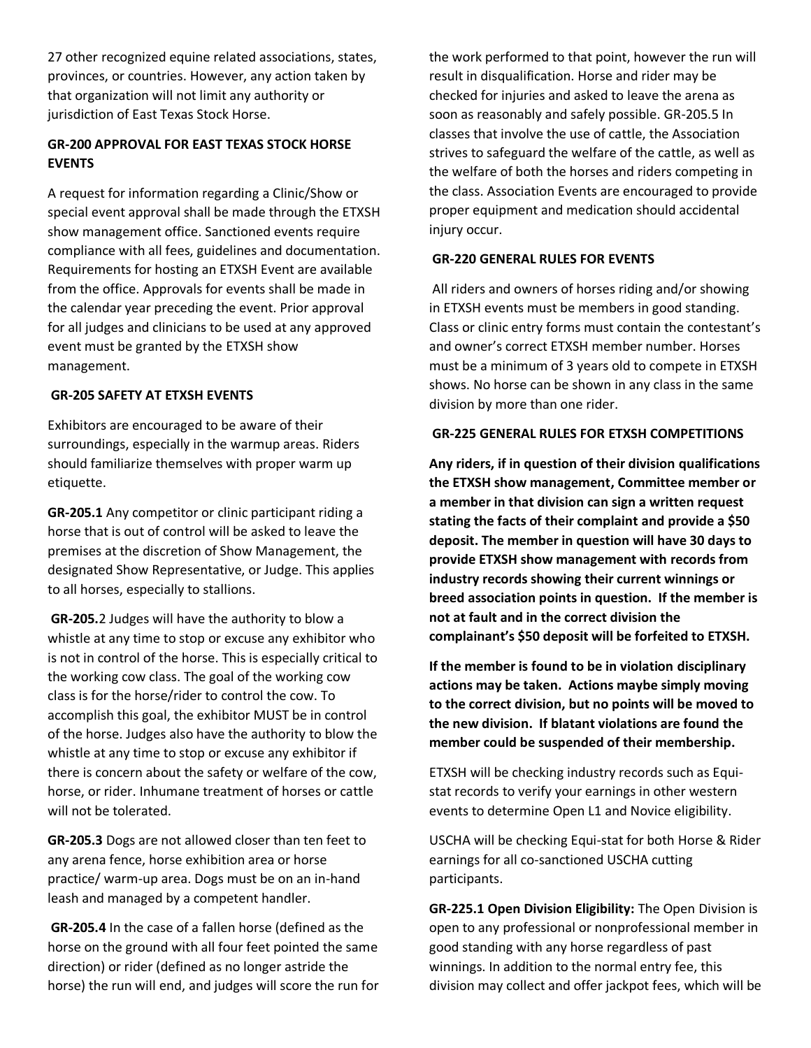27 other recognized equine related associations, states, provinces, or countries. However, any action taken by that organization will not limit any authority or jurisdiction of East Texas Stock Horse.

### GR-200 APPROVAL FOR EAST TEXAS STOCK HORSE EVENTS

A request for information regarding a Clinic/Show or special event approval shall be made through the ETXSH show management office. Sanctioned events require compliance with all fees, guidelines and documentation. Requirements for hosting an ETXSH Event are available from the office. Approvals for events shall be made in the calendar year preceding the event. Prior approval for all judges and clinicians to be used at any approved event must be granted by the ETXSH show management.

### GR-205 SAFETY AT ETXSH EVENTS

Exhibitors are encouraged to be aware of their surroundings, especially in the warmup areas. Riders should familiarize themselves with proper warm up etiquette.

**GR-205.1** Any competitor or clinic participant riding a horse that is out of control will be asked to leave the premises at the discretion of Show Management, the designated Show Representative, or Judge. This applies to all horses, especially to stallions.

**GR-205.**2 Judges will have the authority to blow a whistle at any time to stop or excuse any exhibitor who is not in control of the horse. This is especially critical to the working cow class. The goal of the working cow class is for the horse/rider to control the cow. To accomplish this goal, the exhibitor MUST be in control of the horse. Judges also have the authority to blow the whistle at any time to stop or excuse any exhibitor if there is concern about the safety or welfare of the cow, horse, or rider. Inhumane treatment of horses or cattle will not be tolerated.

**GR-205.3** Dogs are not allowed closer than ten feet to any arena fence, horse exhibition area or horse practice/ warm-up area. Dogs must be on an in-hand leash and managed by a competent handler.

**GR-205.4** In the case of a fallen horse (defined as the horse on the ground with all four feet pointed the same direction) or rider (defined as no longer astride the horse) the run will end, and judges will score the run for the work performed to that point, however the run will result in disqualification. Horse and rider may be checked for injuries and asked to leave the arena as soon as reasonably and safely possible. GR-205.5 In classes that involve the use of cattle, the Association strives to safeguard the welfare of the cattle, as well as the welfare of both the horses and riders competing in the class. Association Events are encouraged to provide proper equipment and medication should accidental injury occur.

### GR-220 GENERAL RULES FOR EVENTS

All riders and owners of horses riding and/or showing in ETXSH events must be members in good standing. Class or clinic entry forms must contain the contestant's and owner's correct ETXSH member number. Horses must be a minimum of 3 years old to compete in ETXSH shows. No horse can be shown in any class in the same division by more than one rider.

### GR-225 GENERAL RULES FOR ETXSH COMPETITIONS

**Any riders, if in question of their division qualifications the ETXSH show management, Committee member or a member in that division can sign a written request stating the facts of their complaint and provide a $50 deposit. The member in question will have 30 days to provide ETXSH show management with records from industry records showing their current winnings or breed association points in question. If the member is not at fault and in the correct division the complainant's $50 deposit will be forfeited to ETXSH.**

**If the member is found to be in violation disciplinary actions may be taken. Actions maybe simply moving to the correct division, but no points will be moved to the new division. If blatant violations are found the member could be suspended of their membership.**

ETXSH will be checking industry records such as Equi-stat records to verify your earnings in other western events to determine Open L1 and Novice eligibility.

USCHA will be checking Equi-stat for both Horse & Rider earnings for all co-sanctioned USCHA cutting participants.

**GR-225.1 Open Division Eligibility:** The Open Division is open to any professional or nonprofessional member in good standing with any horse regardless of past winnings. In addition to the normal entry fee, this division may collect and offer jackpot fees, which will be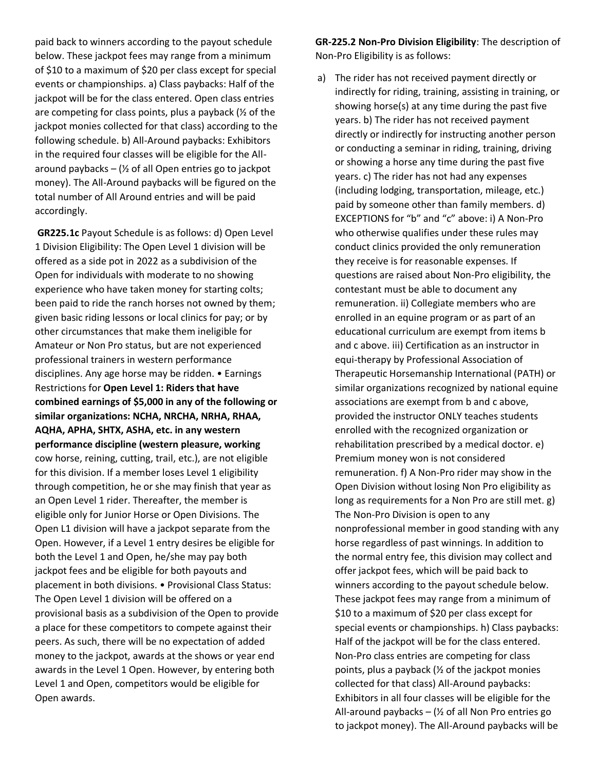paid back to winners according to the payout schedule below. These jackpot fees may range from a minimum of $10 to a maximum of $20 per class except for special events or championships. a) Class paybacks: Half of the jackpot will be for the class entered. Open class entries are competing for class points, plus a payback (½ of the jackpot monies collected for that class) according to the following schedule. b) All-Around paybacks: Exhibitors in the required four classes will be eligible for the All-around paybacks – (½ of all Open entries go to jackpot money). The All-Around paybacks will be figured on the total number of All Around entries and will be paid accordingly.

**GR225.1c** Payout Schedule is as follows: d) Open Level 1 Division Eligibility: The Open Level 1 division will be offered as a side pot in 2022 as a subdivision of the Open for individuals with moderate to no showing experience who have taken money for starting colts; been paid to ride the ranch horses not owned by them; given basic riding lessons or local clinics for pay; or by other circumstances that make them ineligible for Amateur or Non Pro status, but are not experienced professional trainers in western performance disciplines. Any age horse may be ridden. • Earnings Restrictions for **Open Level 1: Riders that have combined earnings of $5,000 in any of the following or similar organizations: NCHA, NRCHA, NRHA, RHAA, AQHA, APHA, SHTX, ASHA, etc. in any western performance discipline (western pleasure, working** cow horse, reining, cutting, trail, etc.), are not eligible for this division. If a member loses Level 1 eligibility through competition, he or she may finish that year as an Open Level 1 rider. Thereafter, the member is eligible only for Junior Horse or Open Divisions. The Open L1 division will have a jackpot separate from the Open. However, if a Level 1 entry desires be eligible for both the Level 1 and Open, he/she may pay both jackpot fees and be eligible for both payouts and placement in both divisions. • Provisional Class Status: The Open Level 1 division will be offered on a provisional basis as a subdivision of the Open to provide a place for these competitors to compete against their peers. As such, there will be no expectation of added money to the jackpot, awards at the shows or year end awards in the Level 1 Open. However, by entering both Level 1 and Open, competitors would be eligible for Open awards.

**GR-225.2 Non-Pro Division Eligibility**: The description of Non-Pro Eligibility is as follows:

a) The rider has not received payment directly or indirectly for riding, training, assisting in training, or showing horse(s) at any time during the past five years. b) The rider has not received payment directly or indirectly for instructing another person or conducting a seminar in riding, training, driving or showing a horse any time during the past five years. c) The rider has not had any expenses (including lodging, transportation, mileage, etc.) paid by someone other than family members. d) EXCEPTIONS for "b" and "c" above: i) A Non-Pro who otherwise qualifies under these rules may conduct clinics provided the only remuneration they receive is for reasonable expenses. If questions are raised about Non-Pro eligibility, the contestant must be able to document any remuneration. ii) Collegiate members who are enrolled in an equine program or as part of an educational curriculum are exempt from items b and c above. iii) Certification as an instructor in equi-therapy by Professional Association of Therapeutic Horsemanship International (PATH) or similar organizations recognized by national equine associations are exempt from b and c above, provided the instructor ONLY teaches students enrolled with the recognized organization or rehabilitation prescribed by a medical doctor. e) Premium money won is not considered remuneration. f) A Non-Pro rider may show in the Open Division without losing Non Pro eligibility as long as requirements for a Non Pro are still met. g) The Non-Pro Division is open to any nonprofessional member in good standing with any horse regardless of past winnings. In addition to the normal entry fee, this division may collect and offer jackpot fees, which will be paid back to winners according to the payout schedule below. These jackpot fees may range from a minimum of $10 to a maximum of $20 per class except for special events or championships. h) Class paybacks: Half of the jackpot will be for the class entered. Non-Pro class entries are competing for class points, plus a payback (½ of the jackpot monies collected for that class) All-Around paybacks: Exhibitors in all four classes will be eligible for the All-around paybacks – (½ of all Non Pro entries go to jackpot money). The All-Around paybacks will be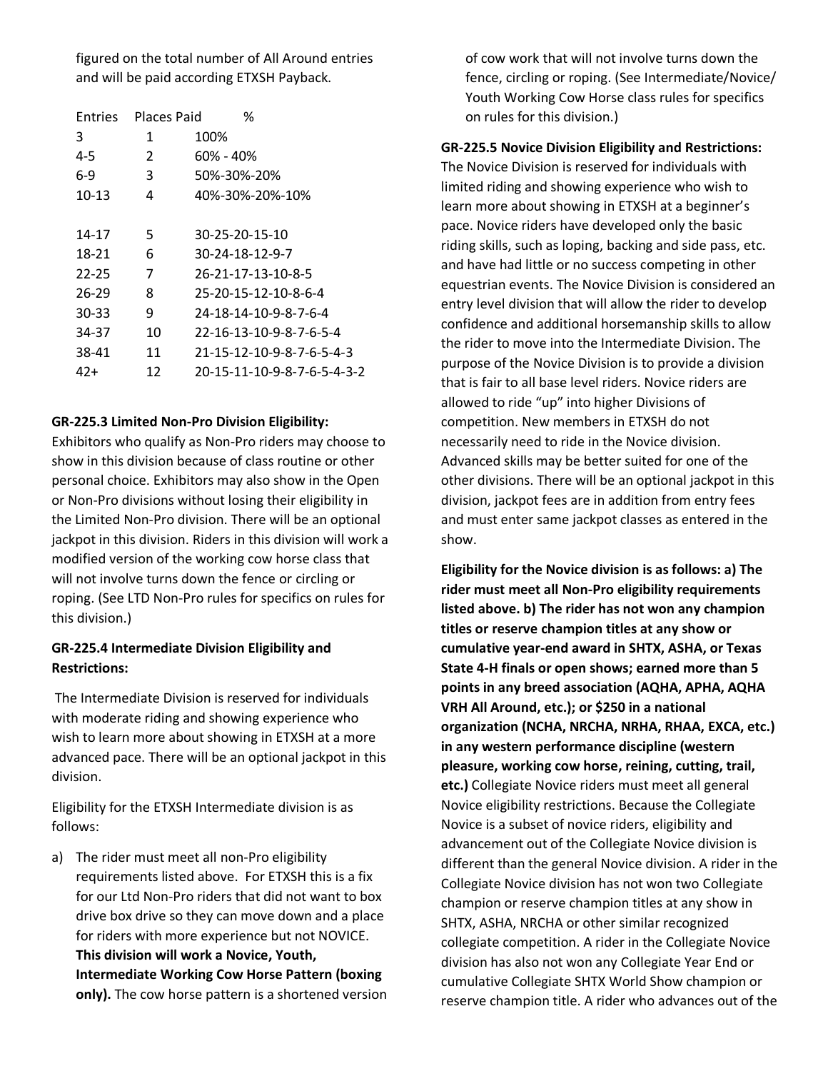figured on the total number of All Around entries and will be paid according ETXSH Payback.

| Entries | Places Paid | % |
|---|---|---|
| 3 | 1 | 100% |
| 4-5 | 2 | 60% - 40% |
| 6-9 | 3 | 50%-30%-20% |
| 10-13 | 4 | 40%-30%-20%-10% |
| 14-17 | 5 | 30-25-20-15-10 |
| 18-21 | 6 | 30-24-18-12-9-7 |
| 22-25 | 7 | 26-21-17-13-10-8-5 |
| 26-29 | 8 | 25-20-15-12-10-8-6-4 |
| 30-33 | 9 | 24-18-14-10-9-8-7-6-4 |
| 34-37 | 10 | 22-16-13-10-9-8-7-6-5-4 |
| 38-41 | 11 | 21-15-12-10-9-8-7-6-5-4-3 |
| 42+ | 12 | 20-15-11-10-9-8-7-6-5-4-3-2 |

**GR-225.3 Limited Non-Pro Division Eligibility:** Exhibitors who qualify as Non-Pro riders may choose to show in this division because of class routine or other personal choice. Exhibitors may also show in the Open or Non-Pro divisions without losing their eligibility in the Limited Non-Pro division. There will be an optional jackpot in this division. Riders in this division will work a modified version of the working cow horse class that will not involve turns down the fence or circling or roping. (See LTD Non-Pro rules for specifics on rules for this division.)

**GR-225.4 Intermediate Division Eligibility and Restrictions:**

The Intermediate Division is reserved for individuals with moderate riding and showing experience who wish to learn more about showing in ETXSH at a more advanced pace. There will be an optional jackpot in this division.

Eligibility for the ETXSH Intermediate division is as follows:

a) The rider must meet all non-Pro eligibility requirements listed above. For ETXSH this is a fix for our Ltd Non-Pro riders that did not want to box drive box drive so they can move down and a place for riders with more experience but not NOVICE. **This division will work a Novice, Youth, Intermediate Working Cow Horse Pattern (boxing only).** The cow horse pattern is a shortened version of cow work that will not involve turns down the fence, circling or roping. (See Intermediate/Novice/ Youth Working Cow Horse class rules for specifics on rules for this division.)

**GR-225.5 Novice Division Eligibility and Restrictions:** The Novice Division is reserved for individuals with limited riding and showing experience who wish to learn more about showing in ETXSH at a beginner's pace. Novice riders have developed only the basic riding skills, such as loping, backing and side pass, etc. and have had little or no success competing in other equestrian events. The Novice Division is considered an entry level division that will allow the rider to develop confidence and additional horsemanship skills to allow the rider to move into the Intermediate Division. The purpose of the Novice Division is to provide a division that is fair to all base level riders. Novice riders are allowed to ride "up" into higher Divisions of competition. New members in ETXSH do not necessarily need to ride in the Novice division. Advanced skills may be better suited for one of the other divisions. There will be an optional jackpot in this division, jackpot fees are in addition from entry fees and must enter same jackpot classes as entered in the show.

**Eligibility for the Novice division is as follows: a) The rider must meet all Non-Pro eligibility requirements listed above. b) The rider has not won any champion titles or reserve champion titles at any show or cumulative year-end award in SHTX, ASHA, or Texas State 4-H finals or open shows; earned more than 5 points in any breed association (AQHA, APHA, AQHA VRH All Around, etc.); or $250 in a national organization (NCHA, NRCHA, NRHA, RHAA, EXCA, etc.) in any western performance discipline (western pleasure, working cow horse, reining, cutting, trail, etc.)** Collegiate Novice riders must meet all general Novice eligibility restrictions. Because the Collegiate Novice is a subset of novice riders, eligibility and advancement out of the Collegiate Novice division is different than the general Novice division. A rider in the Collegiate Novice division has not won two Collegiate champion or reserve champion titles at any show in SHTX, ASHA, NRCHA or other similar recognized collegiate competition. A rider in the Collegiate Novice division has also not won any Collegiate Year End or cumulative Collegiate SHTX World Show champion or reserve champion title. A rider who advances out of the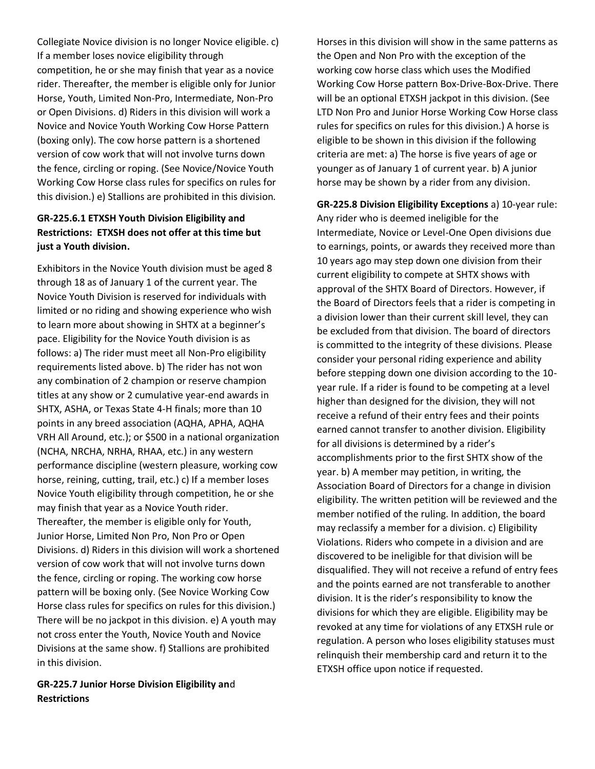Collegiate Novice division is no longer Novice eligible. c) If a member loses novice eligibility through competition, he or she may finish that year as a novice rider. Thereafter, the member is eligible only for Junior Horse, Youth, Limited Non-Pro, Intermediate, Non-Pro or Open Divisions. d) Riders in this division will work a Novice and Novice Youth Working Cow Horse Pattern (boxing only). The cow horse pattern is a shortened version of cow work that will not involve turns down the fence, circling or roping. (See Novice/Novice Youth Working Cow Horse class rules for specifics on rules for this division.) e) Stallions are prohibited in this division.

**GR-225.6.1 ETXSH Youth Division Eligibility and Restrictions: ETXSH does not offer at this time but just a Youth division.**

Exhibitors in the Novice Youth division must be aged 8 through 18 as of January 1 of the current year. The Novice Youth Division is reserved for individuals with limited or no riding and showing experience who wish to learn more about showing in SHTX at a beginner's pace. Eligibility for the Novice Youth division is as follows: a) The rider must meet all Non-Pro eligibility requirements listed above. b) The rider has not won any combination of 2 champion or reserve champion titles at any show or 2 cumulative year-end awards in SHTX, ASHA, or Texas State 4-H finals; more than 10 points in any breed association (AQHA, APHA, AQHA VRH All Around, etc.); or $500 in a national organization (NCHA, NRCHA, NRHA, RHAA, etc.) in any western performance discipline (western pleasure, working cow horse, reining, cutting, trail, etc.) c) If a member loses Novice Youth eligibility through competition, he or she may finish that year as a Novice Youth rider. Thereafter, the member is eligible only for Youth, Junior Horse, Limited Non Pro, Non Pro or Open Divisions. d) Riders in this division will work a shortened version of cow work that will not involve turns down the fence, circling or roping. The working cow horse pattern will be boxing only. (See Novice Working Cow Horse class rules for specifics on rules for this division.) There will be no jackpot in this division. e) A youth may not cross enter the Youth, Novice Youth and Novice Divisions at the same show. f) Stallions are prohibited in this division.

**GR-225.7 Junior Horse Division Eligibility and Restrictions**

Horses in this division will show in the same patterns as the Open and Non Pro with the exception of the working cow horse class which uses the Modified Working Cow Horse pattern Box-Drive-Box-Drive. There will be an optional ETXSH jackpot in this division. (See LTD Non Pro and Junior Horse Working Cow Horse class rules for specifics on rules for this division.) A horse is eligible to be shown in this division if the following criteria are met: a) The horse is five years of age or younger as of January 1 of current year. b) A junior horse may be shown by a rider from any division.

**GR-225.8 Division Eligibility Exceptions** a) 10-year rule: Any rider who is deemed ineligible for the Intermediate, Novice or Level-One Open divisions due to earnings, points, or awards they received more than 10 years ago may step down one division from their current eligibility to compete at SHTX shows with approval of the SHTX Board of Directors. However, if the Board of Directors feels that a rider is competing in a division lower than their current skill level, they can be excluded from that division. The board of directors is committed to the integrity of these divisions. Please consider your personal riding experience and ability before stepping down one division according to the 10-year rule. If a rider is found to be competing at a level higher than designed for the division, they will not receive a refund of their entry fees and their points earned cannot transfer to another division. Eligibility for all divisions is determined by a rider's accomplishments prior to the first SHTX show of the year. b) A member may petition, in writing, the Association Board of Directors for a change in division eligibility. The written petition will be reviewed and the member notified of the ruling. In addition, the board may reclassify a member for a division. c) Eligibility Violations. Riders who compete in a division and are discovered to be ineligible for that division will be disqualified. They will not receive a refund of entry fees and the points earned are not transferable to another division. It is the rider's responsibility to know the divisions for which they are eligible. Eligibility may be revoked at any time for violations of any ETXSH rule or regulation. A person who loses eligibility statuses must relinquish their membership card and return it to the ETXSH office upon notice if requested.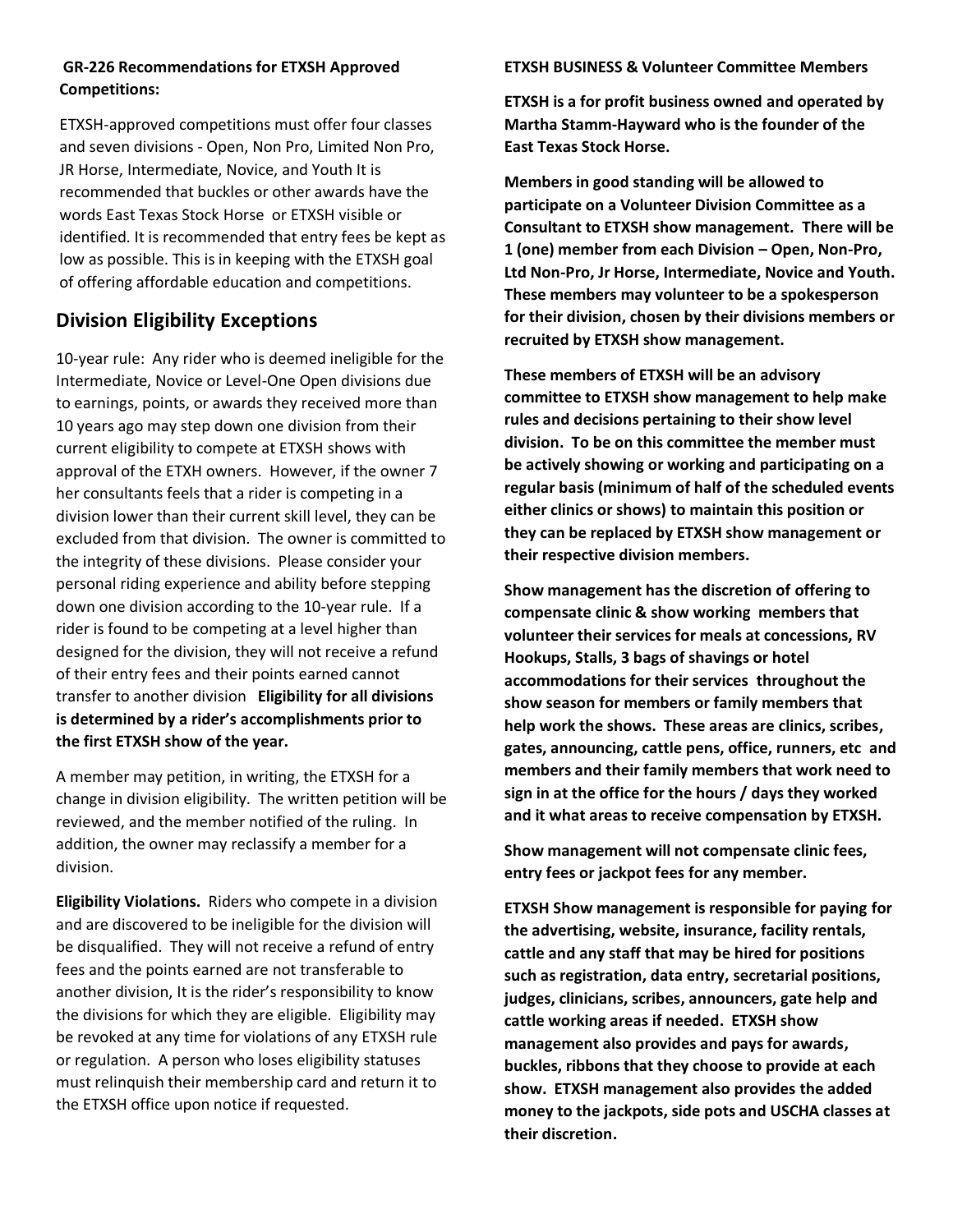**GR-226 Recommendations for ETXSH Approved Competitions:**

ETXSH-approved competitions must offer four classes and seven divisions - Open, Non Pro, Limited Non Pro, JR Horse, Intermediate, Novice, and Youth It is recommended that buckles or other awards have the words East Texas Stock Horse or ETXSH visible or identified. It is recommended that entry fees be kept as low as possible. This is in keeping with the ETXSH goal of offering affordable education and competitions.

## Division Eligibility Exceptions

10-year rule: Any rider who is deemed ineligible for the Intermediate, Novice or Level-One Open divisions due to earnings, points, or awards they received more than 10 years ago may step down one division from their current eligibility to compete at ETXSH shows with approval of the ETXH owners. However, if the owner 7 her consultants feels that a rider is competing in a division lower than their current skill level, they can be excluded from that division. The owner is committed to the integrity of these divisions. Please consider your personal riding experience and ability before stepping down one division according to the 10-year rule. If a rider is found to be competing at a level higher than designed for the division, they will not receive a refund of their entry fees and their points earned cannot transfer to another division **Eligibility for all divisions is determined by a rider's accomplishments prior to the first ETXSH show of the year.**

A member may petition, in writing, the ETXSH for a change in division eligibility. The written petition will be reviewed, and the member notified of the ruling. In addition, the owner may reclassify a member for a division.

**Eligibility Violations.** Riders who compete in a division and are discovered to be ineligible for the division will be disqualified. They will not receive a refund of entry fees and the points earned are not transferable to another division, It is the rider's responsibility to know the divisions for which they are eligible. Eligibility may be revoked at any time for violations of any ETXSH rule or regulation. A person who loses eligibility statuses must relinquish their membership card and return it to the ETXSH office upon notice if requested.

**ETXSH BUSINESS & Volunteer Committee Members**

**ETXSH is a for profit business owned and operated by Martha Stamm-Hayward who is the founder of the East Texas Stock Horse.**

**Members in good standing will be allowed to participate on a Volunteer Division Committee as a Consultant to ETXSH show management. There will be 1 (one) member from each Division – Open, Non-Pro, Ltd Non-Pro, Jr Horse, Intermediate, Novice and Youth. These members may volunteer to be a spokesperson for their division, chosen by their divisions members or recruited by ETXSH show management.**

**These members of ETXSH will be an advisory committee to ETXSH show management to help make rules and decisions pertaining to their show level division. To be on this committee the member must be actively showing or working and participating on a regular basis (minimum of half of the scheduled events either clinics or shows) to maintain this position or they can be replaced by ETXSH show management or their respective division members.**

**Show management has the discretion of offering to compensate clinic & show working members that volunteer their services for meals at concessions, RV Hookups, Stalls, 3 bags of shavings or hotel accommodations for their services throughout the show season for members or family members that help work the shows. These areas are clinics, scribes, gates, announcing, cattle pens, office, runners, etc and members and their family members that work need to sign in at the office for the hours / days they worked and it what areas to receive compensation by ETXSH.**

**Show management will not compensate clinic fees, entry fees or jackpot fees for any member.**

**ETXSH Show management is responsible for paying for the advertising, website, insurance, facility rentals, cattle and any staff that may be hired for positions such as registration, data entry, secretarial positions, judges, clinicians, scribes, announcers, gate help and cattle working areas if needed. ETXSH show management also provides and pays for awards, buckles, ribbons that they choose to provide at each show. ETXSH management also provides the added money to the jackpots, side pots and USCHA classes at their discretion.**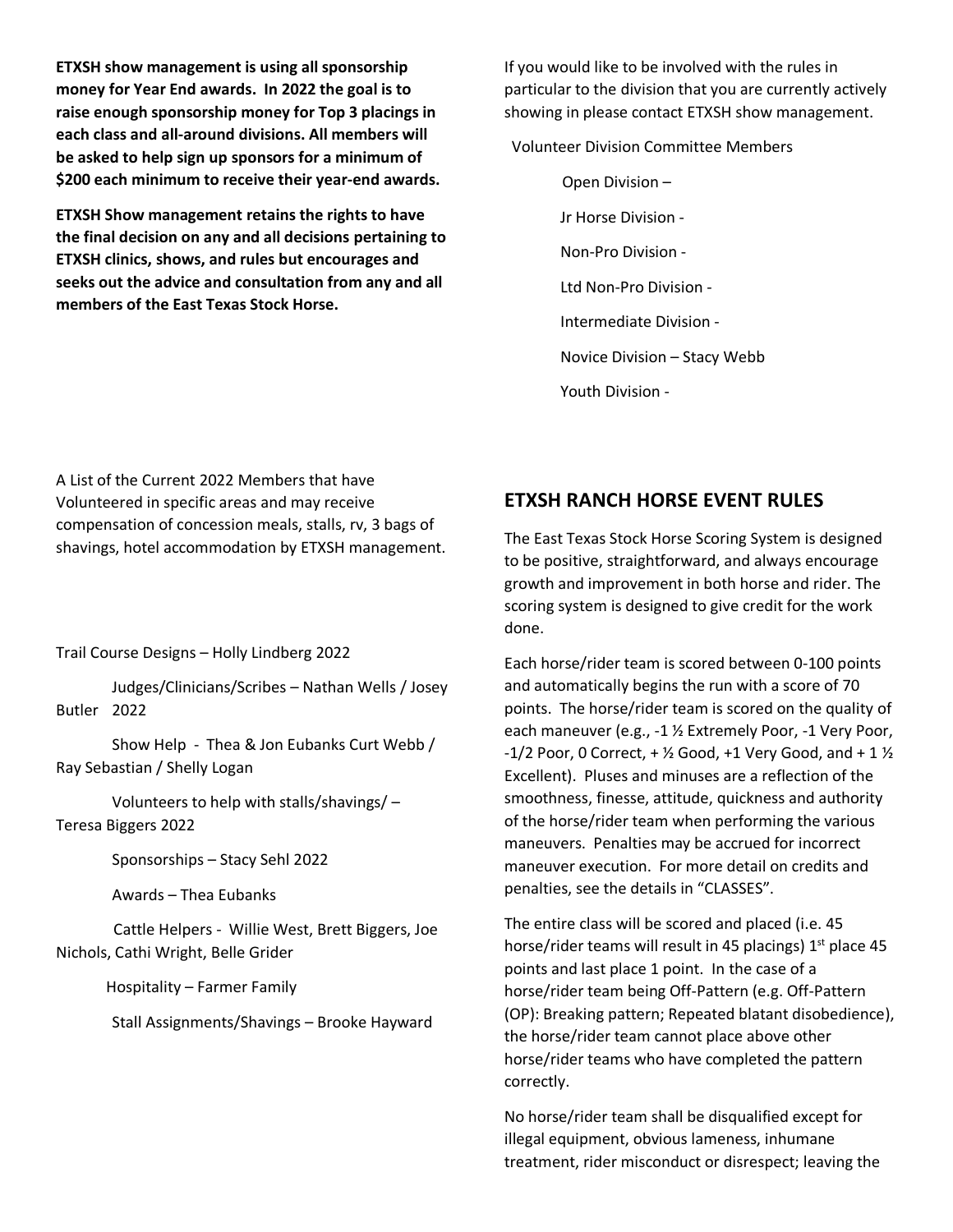**ETXSH show management is using all sponsorship money for Year End awards. In 2022 the goal is to raise enough sponsorship money for Top 3 placings in each class and all-around divisions. All members will be asked to help sign up sponsors for a minimum of $200 each minimum to receive their year-end awards.**

**ETXSH Show management retains the rights to have the final decision on any and all decisions pertaining to ETXSH clinics, shows, and rules but encourages and seeks out the advice and consultation from any and all members of the East Texas Stock Horse.**

If you would like to be involved with the rules in particular to the division that you are currently actively showing in please contact ETXSH show management.

Volunteer Division Committee Members

Open Division –

Jr Horse Division -

Non-Pro Division -

Ltd Non-Pro Division -

Intermediate Division -

Novice Division – Stacy Webb

Youth Division -

A List of the Current 2022 Members that have Volunteered in specific areas and may receive compensation of concession meals, stalls, rv, 3 bags of shavings, hotel accommodation by ETXSH management.

Trail Course Designs – Holly Lindberg 2022

Judges/Clinicians/Scribes – Nathan Wells / Josey Butler 2022

Show Help - Thea & Jon Eubanks Curt Webb / Ray Sebastian / Shelly Logan

Volunteers to help with stalls/shavings/ – Teresa Biggers 2022

Sponsorships – Stacy Sehl 2022

Awards – Thea Eubanks

Cattle Helpers - Willie West, Brett Biggers, Joe Nichols, Cathi Wright, Belle Grider

Hospitality – Farmer Family

Stall Assignments/Shavings – Brooke Hayward

## ETXSH RANCH HORSE EVENT RULES

The East Texas Stock Horse Scoring System is designed to be positive, straightforward, and always encourage growth and improvement in both horse and rider. The scoring system is designed to give credit for the work done.

Each horse/rider team is scored between 0-100 points and automatically begins the run with a score of 70 points. The horse/rider team is scored on the quality of each maneuver (e.g., -1 ½ Extremely Poor, -1 Very Poor, -1/2 Poor, 0 Correct, + ½ Good, +1 Very Good, and + 1 ½ Excellent). Pluses and minuses are a reflection of the smoothness, finesse, attitude, quickness and authority of the horse/rider team when performing the various maneuvers. Penalties may be accrued for incorrect maneuver execution. For more detail on credits and penalties, see the details in "CLASSES".

The entire class will be scored and placed (i.e. 45 horse/rider teams will result in 45 placings) 1st place 45 points and last place 1 point. In the case of a horse/rider team being Off-Pattern (e.g. Off-Pattern (OP): Breaking pattern; Repeated blatant disobedience), the horse/rider team cannot place above other horse/rider teams who have completed the pattern correctly.

No horse/rider team shall be disqualified except for illegal equipment, obvious lameness, inhumane treatment, rider misconduct or disrespect; leaving the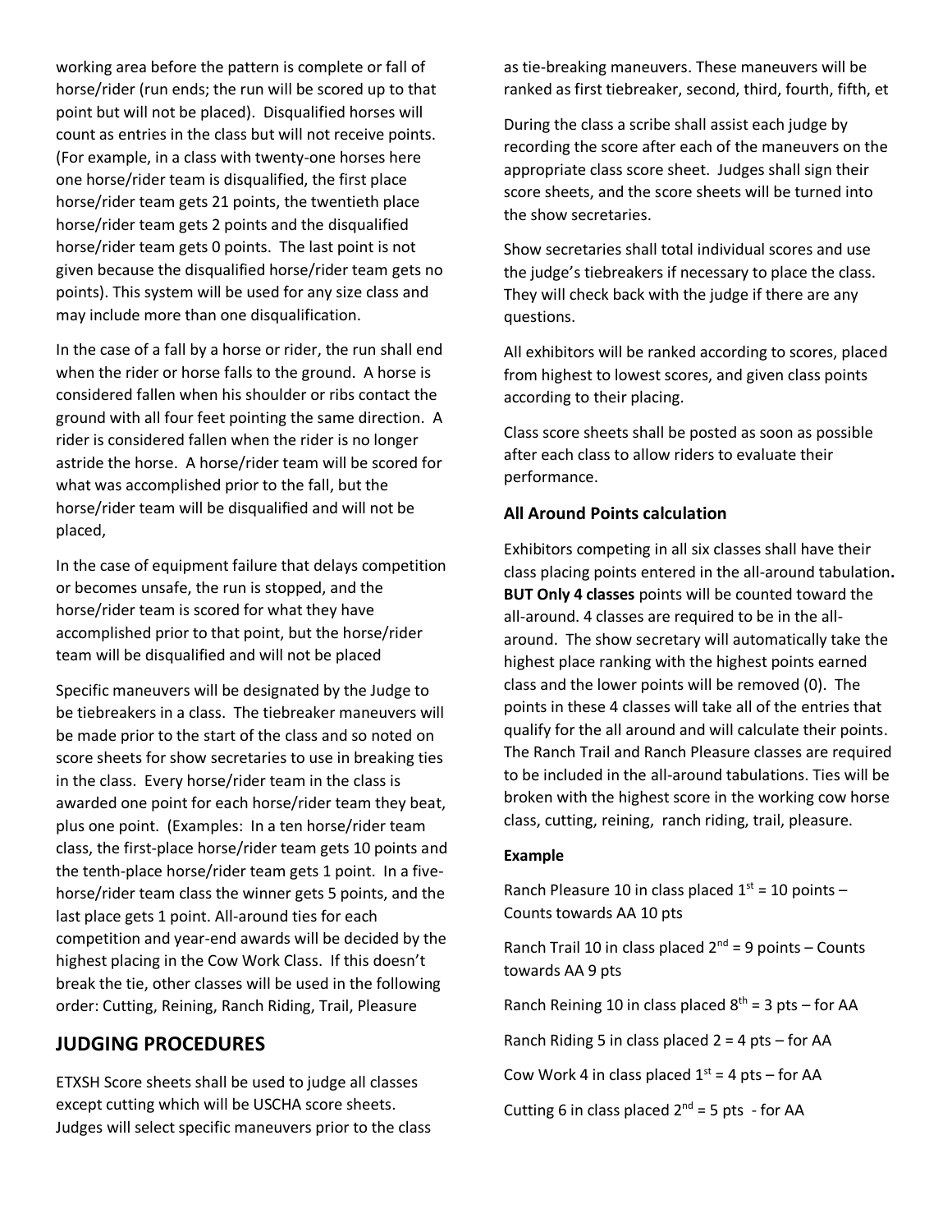working area before the pattern is complete or fall of horse/rider (run ends; the run will be scored up to that point but will not be placed). Disqualified horses will count as entries in the class but will not receive points. (For example, in a class with twenty-one horses here one horse/rider team is disqualified, the first place horse/rider team gets 21 points, the twentieth place horse/rider team gets 2 points and the disqualified horse/rider team gets 0 points. The last point is not given because the disqualified horse/rider team gets no points). This system will be used for any size class and may include more than one disqualification.

In the case of a fall by a horse or rider, the run shall end when the rider or horse falls to the ground. A horse is considered fallen when his shoulder or ribs contact the ground with all four feet pointing the same direction. A rider is considered fallen when the rider is no longer astride the horse. A horse/rider team will be scored for what was accomplished prior to the fall, but the horse/rider team will be disqualified and will not be placed,

In the case of equipment failure that delays competition or becomes unsafe, the run is stopped, and the horse/rider team is scored for what they have accomplished prior to that point, but the horse/rider team will be disqualified and will not be placed

Specific maneuvers will be designated by the Judge to be tiebreakers in a class. The tiebreaker maneuvers will be made prior to the start of the class and so noted on score sheets for show secretaries to use in breaking ties in the class. Every horse/rider team in the class is awarded one point for each horse/rider team they beat, plus one point. (Examples: In a ten horse/rider team class, the first-place horse/rider team gets 10 points and the tenth-place horse/rider team gets 1 point. In a five-horse/rider team class the winner gets 5 points, and the last place gets 1 point. All-around ties for each competition and year-end awards will be decided by the highest placing in the Cow Work Class. If this doesn't break the tie, other classes will be used in the following order: Cutting, Reining, Ranch Riding, Trail, Pleasure

## JUDGING PROCEDURES

ETXSH Score sheets shall be used to judge all classes except cutting which will be USCHA score sheets. Judges will select specific maneuvers prior to the class as tie-breaking maneuvers. These maneuvers will be ranked as first tiebreaker, second, third, fourth, fifth, et

During the class a scribe shall assist each judge by recording the score after each of the maneuvers on the appropriate class score sheet. Judges shall sign their score sheets, and the score sheets will be turned into the show secretaries.

Show secretaries shall total individual scores and use the judge's tiebreakers if necessary to place the class. They will check back with the judge if there are any questions.

All exhibitors will be ranked according to scores, placed from highest to lowest scores, and given class points according to their placing.

Class score sheets shall be posted as soon as possible after each class to allow riders to evaluate their performance.

### All Around Points calculation

Exhibitors competing in all six classes shall have their class placing points entered in the all-around tabulation**. BUT Only 4 classes** points will be counted toward the all-around. 4 classes are required to be in the all-around. The show secretary will automatically take the highest place ranking with the highest points earned class and the lower points will be removed (0). The points in these 4 classes will take all of the entries that qualify for the all around and will calculate their points. The Ranch Trail and Ranch Pleasure classes are required to be included in the all-around tabulations. Ties will be broken with the highest score in the working cow horse class, cutting, reining, ranch riding, trail, pleasure.

**Example**

Ranch Pleasure 10 in class placed 1st = 10 points – Counts towards AA 10 pts

Ranch Trail 10 in class placed 2nd = 9 points – Counts towards AA 9 pts

Ranch Reining 10 in class placed 8th = 3 pts – for AA

Ranch Riding 5 in class placed 2 = 4 pts – for AA

Cow Work 4 in class placed 1st = 4 pts – for AA

Cutting 6 in class placed 2nd = 5 pts - for AA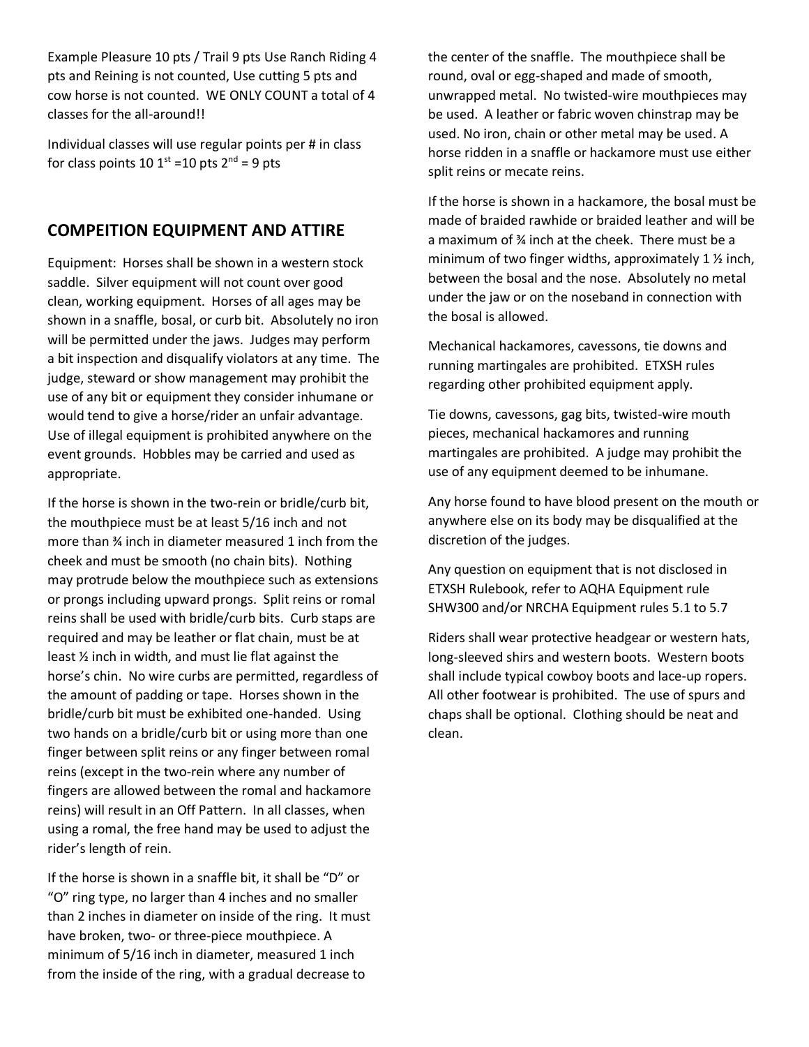Example Pleasure 10 pts / Trail 9 pts Use Ranch Riding 4 pts and Reining is not counted, Use cutting 5 pts and cow horse is not counted. WE ONLY COUNT a total of 4 classes for the all-around!!

Individual classes will use regular points per # in class for class points 10 1st =10 pts 2nd = 9 pts

## COMPEITION EQUIPMENT AND ATTIRE

Equipment: Horses shall be shown in a western stock saddle. Silver equipment will not count over good clean, working equipment. Horses of all ages may be shown in a snaffle, bosal, or curb bit. Absolutely no iron will be permitted under the jaws. Judges may perform a bit inspection and disqualify violators at any time. The judge, steward or show management may prohibit the use of any bit or equipment they consider inhumane or would tend to give a horse/rider an unfair advantage. Use of illegal equipment is prohibited anywhere on the event grounds. Hobbles may be carried and used as appropriate.

If the horse is shown in the two-rein or bridle/curb bit, the mouthpiece must be at least 5/16 inch and not more than ¾ inch in diameter measured 1 inch from the cheek and must be smooth (no chain bits). Nothing may protrude below the mouthpiece such as extensions or prongs including upward prongs. Split reins or romal reins shall be used with bridle/curb bits. Curb staps are required and may be leather or flat chain, must be at least ½ inch in width, and must lie flat against the horse's chin. No wire curbs are permitted, regardless of the amount of padding or tape. Horses shown in the bridle/curb bit must be exhibited one-handed. Using two hands on a bridle/curb bit or using more than one finger between split reins or any finger between romal reins (except in the two-rein where any number of fingers are allowed between the romal and hackamore reins) will result in an Off Pattern. In all classes, when using a romal, the free hand may be used to adjust the rider's length of rein.

If the horse is shown in a snaffle bit, it shall be "D" or "O" ring type, no larger than 4 inches and no smaller than 2 inches in diameter on inside of the ring. It must have broken, two- or three-piece mouthpiece. A minimum of 5/16 inch in diameter, measured 1 inch from the inside of the ring, with a gradual decrease to the center of the snaffle. The mouthpiece shall be round, oval or egg-shaped and made of smooth, unwrapped metal. No twisted-wire mouthpieces may be used. A leather or fabric woven chinstrap may be used. No iron, chain or other metal may be used. A horse ridden in a snaffle or hackamore must use either split reins or mecate reins.

If the horse is shown in a hackamore, the bosal must be made of braided rawhide or braided leather and will be a maximum of ¾ inch at the cheek. There must be a minimum of two finger widths, approximately 1 ½ inch, between the bosal and the nose. Absolutely no metal under the jaw or on the noseband in connection with the bosal is allowed.

Mechanical hackamores, cavessons, tie downs and running martingales are prohibited. ETXSH rules regarding other prohibited equipment apply.

Tie downs, cavessons, gag bits, twisted-wire mouth pieces, mechanical hackamores and running martingales are prohibited. A judge may prohibit the use of any equipment deemed to be inhumane.

Any horse found to have blood present on the mouth or anywhere else on its body may be disqualified at the discretion of the judges.

Any question on equipment that is not disclosed in ETXSH Rulebook, refer to AQHA Equipment rule SHW300 and/or NRCHA Equipment rules 5.1 to 5.7

Riders shall wear protective headgear or western hats, long-sleeved shirs and western boots. Western boots shall include typical cowboy boots and lace-up ropers. All other footwear is prohibited. The use of spurs and chaps shall be optional. Clothing should be neat and clean.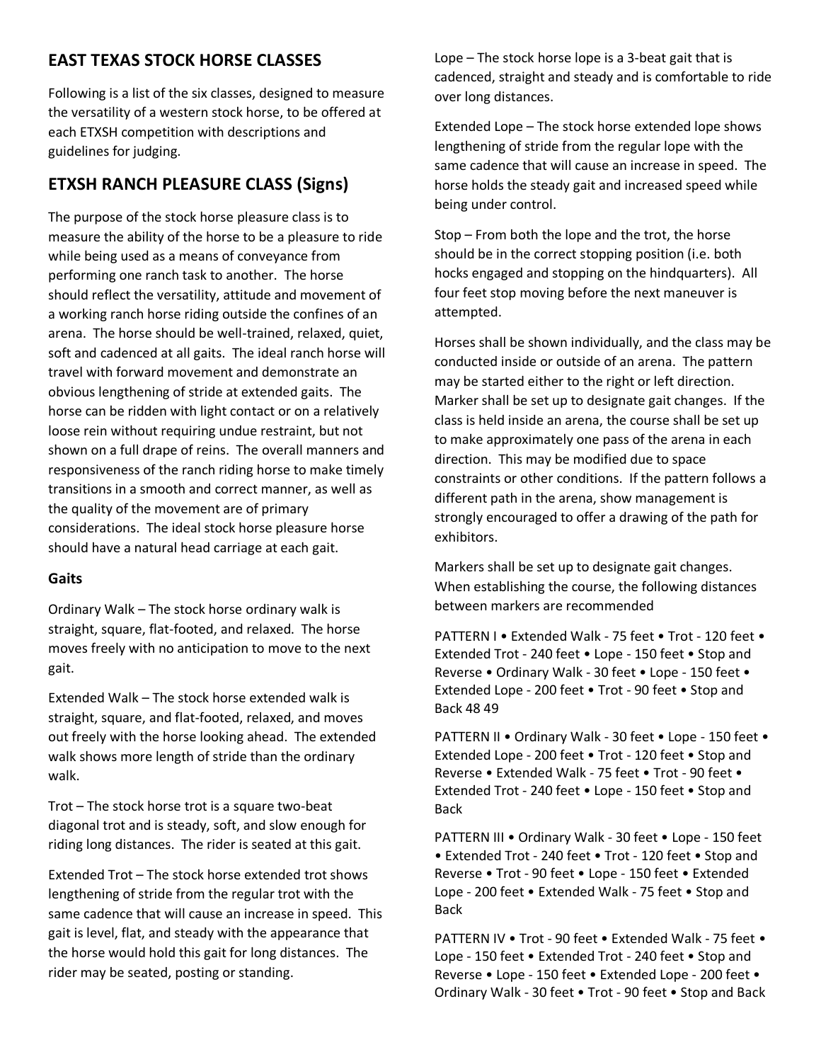## EAST TEXAS STOCK HORSE CLASSES

Following is a list of the six classes, designed to measure the versatility of a western stock horse, to be offered at each ETXSH competition with descriptions and guidelines for judging.

## ETXSH RANCH PLEASURE CLASS (Signs)

The purpose of the stock horse pleasure class is to measure the ability of the horse to be a pleasure to ride while being used as a means of conveyance from performing one ranch task to another. The horse should reflect the versatility, attitude and movement of a working ranch horse riding outside the confines of an arena. The horse should be well-trained, relaxed, quiet, soft and cadenced at all gaits. The ideal ranch horse will travel with forward movement and demonstrate an obvious lengthening of stride at extended gaits. The horse can be ridden with light contact or on a relatively loose rein without requiring undue restraint, but not shown on a full drape of reins. The overall manners and responsiveness of the ranch riding horse to make timely transitions in a smooth and correct manner, as well as the quality of the movement are of primary considerations. The ideal stock horse pleasure horse should have a natural head carriage at each gait.

### Gaits

Ordinary Walk – The stock horse ordinary walk is straight, square, flat-footed, and relaxed. The horse moves freely with no anticipation to move to the next gait.

Extended Walk – The stock horse extended walk is straight, square, and flat-footed, relaxed, and moves out freely with the horse looking ahead. The extended walk shows more length of stride than the ordinary walk.

Trot – The stock horse trot is a square two-beat diagonal trot and is steady, soft, and slow enough for riding long distances. The rider is seated at this gait.

Extended Trot – The stock horse extended trot shows lengthening of stride from the regular trot with the same cadence that will cause an increase in speed. This gait is level, flat, and steady with the appearance that the horse would hold this gait for long distances. The rider may be seated, posting or standing.

Lope – The stock horse lope is a 3-beat gait that is cadenced, straight and steady and is comfortable to ride over long distances.

Extended Lope – The stock horse extended lope shows lengthening of stride from the regular lope with the same cadence that will cause an increase in speed. The horse holds the steady gait and increased speed while being under control.

Stop – From both the lope and the trot, the horse should be in the correct stopping position (i.e. both hocks engaged and stopping on the hindquarters). All four feet stop moving before the next maneuver is attempted.

Horses shall be shown individually, and the class may be conducted inside or outside of an arena. The pattern may be started either to the right or left direction. Marker shall be set up to designate gait changes. If the class is held inside an arena, the course shall be set up to make approximately one pass of the arena in each direction. This may be modified due to space constraints or other conditions. If the pattern follows a different path in the arena, show management is strongly encouraged to offer a drawing of the path for exhibitors.

Markers shall be set up to designate gait changes. When establishing the course, the following distances between markers are recommended

PATTERN I • Extended Walk - 75 feet • Trot - 120 feet • Extended Trot - 240 feet • Lope - 150 feet • Stop and Reverse • Ordinary Walk - 30 feet • Lope - 150 feet • Extended Lope - 200 feet • Trot - 90 feet • Stop and Back 48 49

PATTERN II • Ordinary Walk - 30 feet • Lope - 150 feet • Extended Lope - 200 feet • Trot - 120 feet • Stop and Reverse • Extended Walk - 75 feet • Trot - 90 feet • Extended Trot - 240 feet • Lope - 150 feet • Stop and Back

PATTERN III • Ordinary Walk - 30 feet • Lope - 150 feet • Extended Trot - 240 feet • Trot - 120 feet • Stop and Reverse • Trot - 90 feet • Lope - 150 feet • Extended Lope - 200 feet • Extended Walk - 75 feet • Stop and Back

PATTERN IV • Trot - 90 feet • Extended Walk - 75 feet • Lope - 150 feet • Extended Trot - 240 feet • Stop and Reverse • Lope - 150 feet • Extended Lope - 200 feet • Ordinary Walk - 30 feet • Trot - 90 feet • Stop and Back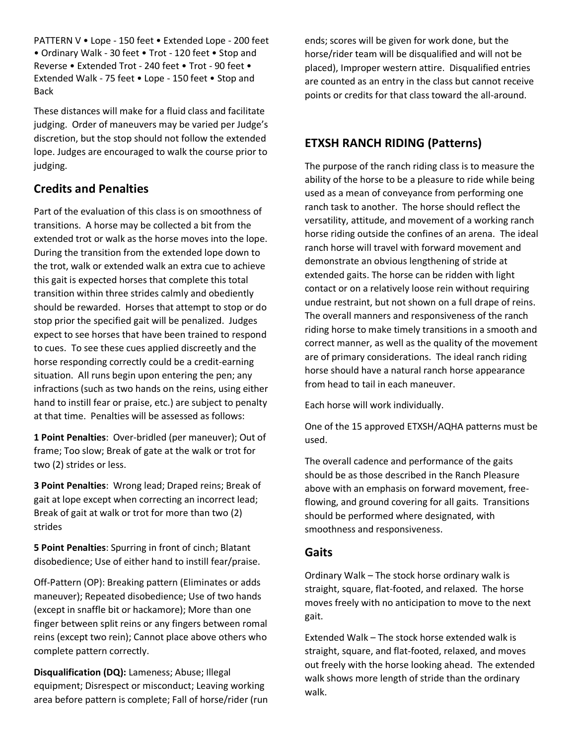PATTERN V • Lope - 150 feet • Extended Lope - 200 feet • Ordinary Walk - 30 feet • Trot - 120 feet • Stop and Reverse • Extended Trot - 240 feet • Trot - 90 feet • Extended Walk - 75 feet • Lope - 150 feet • Stop and Back

These distances will make for a fluid class and facilitate judging. Order of maneuvers may be varied per Judge's discretion, but the stop should not follow the extended lope. Judges are encouraged to walk the course prior to judging.

## Credits and Penalties

Part of the evaluation of this class is on smoothness of transitions. A horse may be collected a bit from the extended trot or walk as the horse moves into the lope. During the transition from the extended lope down to the trot, walk or extended walk an extra cue to achieve this gait is expected horses that complete this total transition within three strides calmly and obediently should be rewarded. Horses that attempt to stop or do stop prior the specified gait will be penalized. Judges expect to see horses that have been trained to respond to cues. To see these cues applied discreetly and the horse responding correctly could be a credit-earning situation. All runs begin upon entering the pen; any infractions (such as two hands on the reins, using either hand to instill fear or praise, etc.) are subject to penalty at that time. Penalties will be assessed as follows:

**1 Point Penalties**: Over-bridled (per maneuver); Out of frame; Too slow; Break of gate at the walk or trot for two (2) strides or less.

**3 Point Penalties**: Wrong lead; Draped reins; Break of gait at lope except when correcting an incorrect lead; Break of gait at walk or trot for more than two (2) strides

**5 Point Penalties**: Spurring in front of cinch; Blatant disobedience; Use of either hand to instill fear/praise.

Off-Pattern (OP): Breaking pattern (Eliminates or adds maneuver); Repeated disobedience; Use of two hands (except in snaffle bit or hackamore); More than one finger between split reins or any fingers between romal reins (except two rein); Cannot place above others who complete pattern correctly.

**Disqualification (DQ):** Lameness; Abuse; Illegal equipment; Disrespect or misconduct; Leaving working area before pattern is complete; Fall of horse/rider (run ends; scores will be given for work done, but the horse/rider team will be disqualified and will not be placed), Improper western attire. Disqualified entries are counted as an entry in the class but cannot receive points or credits for that class toward the all-around.

## ETXSH RANCH RIDING (Patterns)

The purpose of the ranch riding class is to measure the ability of the horse to be a pleasure to ride while being used as a mean of conveyance from performing one ranch task to another. The horse should reflect the versatility, attitude, and movement of a working ranch horse riding outside the confines of an arena. The ideal ranch horse will travel with forward movement and demonstrate an obvious lengthening of stride at extended gaits. The horse can be ridden with light contact or on a relatively loose rein without requiring undue restraint, but not shown on a full drape of reins. The overall manners and responsiveness of the ranch riding horse to make timely transitions in a smooth and correct manner, as well as the quality of the movement are of primary considerations. The ideal ranch riding horse should have a natural ranch horse appearance from head to tail in each maneuver.

Each horse will work individually.

One of the 15 approved ETXSH/AQHA patterns must be used.

The overall cadence and performance of the gaits should be as those described in the Ranch Pleasure above with an emphasis on forward movement, free-flowing, and ground covering for all gaits. Transitions should be performed where designated, with smoothness and responsiveness.

## Gaits

Ordinary Walk – The stock horse ordinary walk is straight, square, flat-footed, and relaxed. The horse moves freely with no anticipation to move to the next gait.

Extended Walk – The stock horse extended walk is straight, square, and flat-footed, relaxed, and moves out freely with the horse looking ahead. The extended walk shows more length of stride than the ordinary walk.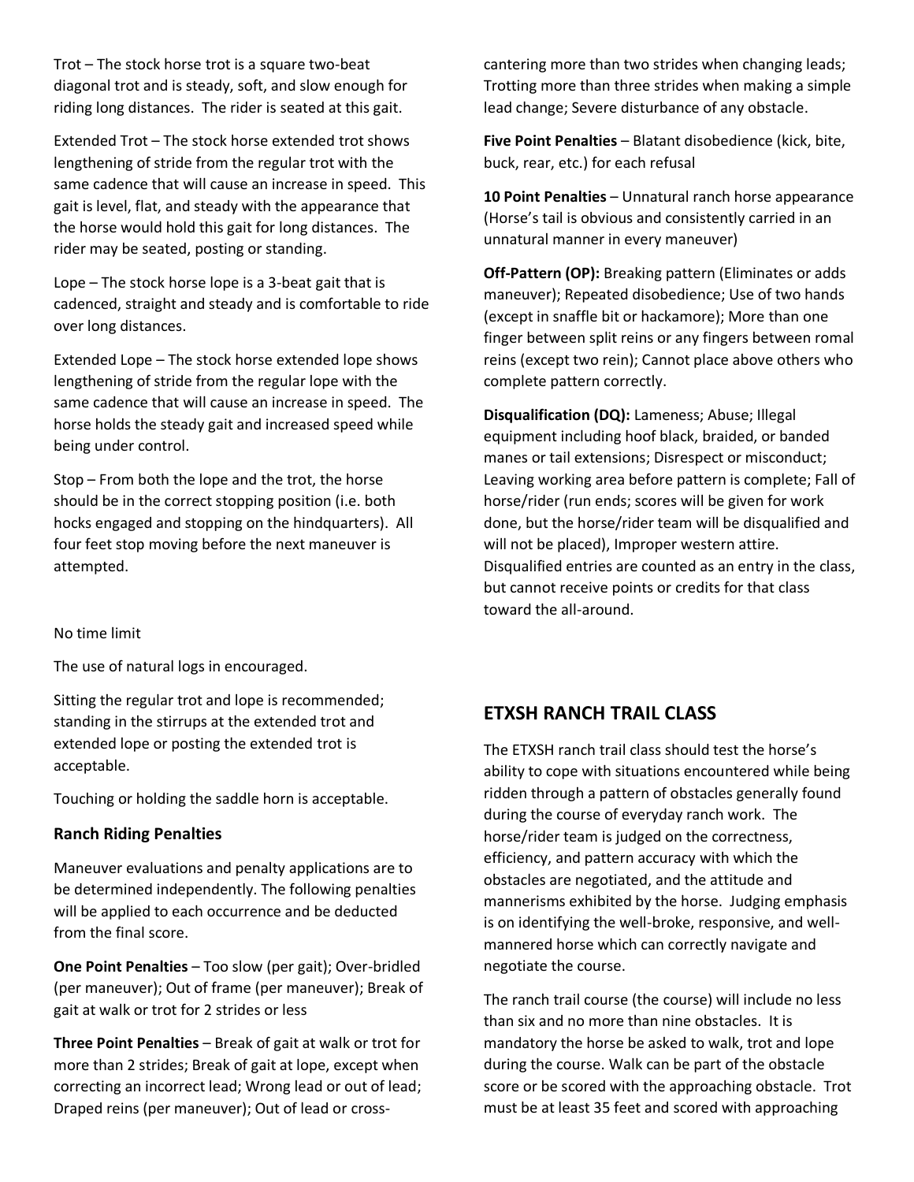Trot – The stock horse trot is a square two-beat diagonal trot and is steady, soft, and slow enough for riding long distances. The rider is seated at this gait.

Extended Trot – The stock horse extended trot shows lengthening of stride from the regular trot with the same cadence that will cause an increase in speed. This gait is level, flat, and steady with the appearance that the horse would hold this gait for long distances. The rider may be seated, posting or standing.

Lope – The stock horse lope is a 3-beat gait that is cadenced, straight and steady and is comfortable to ride over long distances.

Extended Lope – The stock horse extended lope shows lengthening of stride from the regular lope with the same cadence that will cause an increase in speed. The horse holds the steady gait and increased speed while being under control.

Stop – From both the lope and the trot, the horse should be in the correct stopping position (i.e. both hocks engaged and stopping on the hindquarters). All four feet stop moving before the next maneuver is attempted.

No time limit

The use of natural logs in encouraged.

Sitting the regular trot and lope is recommended; standing in the stirrups at the extended trot and extended lope or posting the extended trot is acceptable.

Touching or holding the saddle horn is acceptable.

### Ranch Riding Penalties

Maneuver evaluations and penalty applications are to be determined independently. The following penalties will be applied to each occurrence and be deducted from the final score.

**One Point Penalties** – Too slow (per gait); Over-bridled (per maneuver); Out of frame (per maneuver); Break of gait at walk or trot for 2 strides or less

**Three Point Penalties** – Break of gait at walk or trot for more than 2 strides; Break of gait at lope, except when correcting an incorrect lead; Wrong lead or out of lead; Draped reins (per maneuver); Out of lead or cross-cantering more than two strides when changing leads; Trotting more than three strides when making a simple lead change; Severe disturbance of any obstacle.

**Five Point Penalties** – Blatant disobedience (kick, bite, buck, rear, etc.) for each refusal

**10 Point Penalties** – Unnatural ranch horse appearance (Horse's tail is obvious and consistently carried in an unnatural manner in every maneuver)

**Off-Pattern (OP):** Breaking pattern (Eliminates or adds maneuver); Repeated disobedience; Use of two hands (except in snaffle bit or hackamore); More than one finger between split reins or any fingers between romal reins (except two rein); Cannot place above others who complete pattern correctly.

**Disqualification (DQ):** Lameness; Abuse; Illegal equipment including hoof black, braided, or banded manes or tail extensions; Disrespect or misconduct; Leaving working area before pattern is complete; Fall of horse/rider (run ends; scores will be given for work done, but the horse/rider team will be disqualified and will not be placed), Improper western attire. Disqualified entries are counted as an entry in the class, but cannot receive points or credits for that class toward the all-around.

## ETXSH RANCH TRAIL CLASS

The ETXSH ranch trail class should test the horse's ability to cope with situations encountered while being ridden through a pattern of obstacles generally found during the course of everyday ranch work. The horse/rider team is judged on the correctness, efficiency, and pattern accuracy with which the obstacles are negotiated, and the attitude and mannerisms exhibited by the horse. Judging emphasis is on identifying the well-broke, responsive, and well-mannered horse which can correctly navigate and negotiate the course.

The ranch trail course (the course) will include no less than six and no more than nine obstacles. It is mandatory the horse be asked to walk, trot and lope during the course. Walk can be part of the obstacle score or be scored with the approaching obstacle. Trot must be at least 35 feet and scored with approaching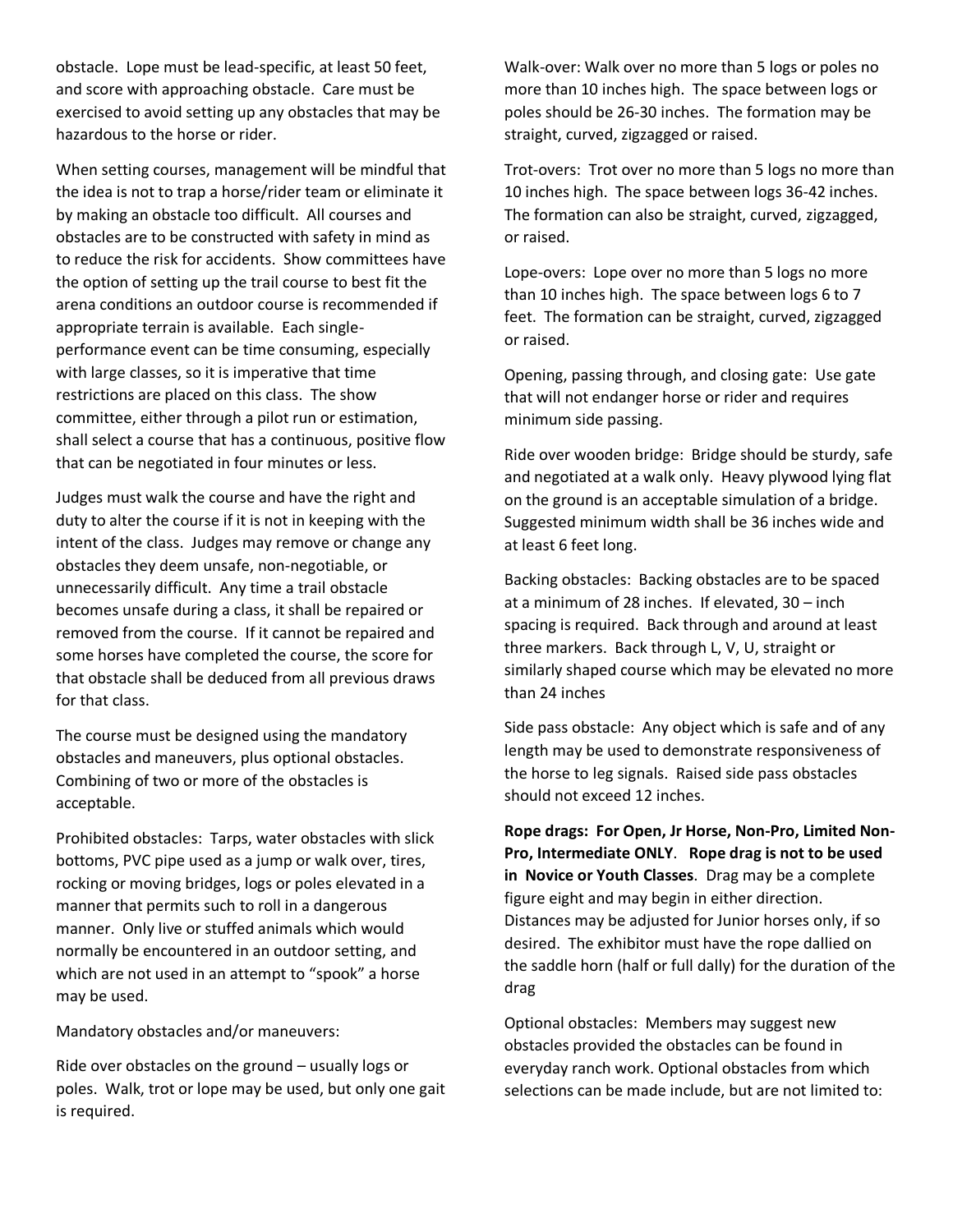obstacle. Lope must be lead-specific, at least 50 feet, and score with approaching obstacle. Care must be exercised to avoid setting up any obstacles that may be hazardous to the horse or rider.

When setting courses, management will be mindful that the idea is not to trap a horse/rider team or eliminate it by making an obstacle too difficult. All courses and obstacles are to be constructed with safety in mind as to reduce the risk for accidents. Show committees have the option of setting up the trail course to best fit the arena conditions an outdoor course is recommended if appropriate terrain is available. Each single-performance event can be time consuming, especially with large classes, so it is imperative that time restrictions are placed on this class. The show committee, either through a pilot run or estimation, shall select a course that has a continuous, positive flow that can be negotiated in four minutes or less.

Judges must walk the course and have the right and duty to alter the course if it is not in keeping with the intent of the class. Judges may remove or change any obstacles they deem unsafe, non-negotiable, or unnecessarily difficult. Any time a trail obstacle becomes unsafe during a class, it shall be repaired or removed from the course. If it cannot be repaired and some horses have completed the course, the score for that obstacle shall be deduced from all previous draws for that class.

The course must be designed using the mandatory obstacles and maneuvers, plus optional obstacles. Combining of two or more of the obstacles is acceptable.

Prohibited obstacles: Tarps, water obstacles with slick bottoms, PVC pipe used as a jump or walk over, tires, rocking or moving bridges, logs or poles elevated in a manner that permits such to roll in a dangerous manner. Only live or stuffed animals which would normally be encountered in an outdoor setting, and which are not used in an attempt to "spook" a horse may be used.

Mandatory obstacles and/or maneuvers:

Ride over obstacles on the ground – usually logs or poles. Walk, trot or lope may be used, but only one gait is required.

Walk-over: Walk over no more than 5 logs or poles no more than 10 inches high. The space between logs or poles should be 26-30 inches. The formation may be straight, curved, zigzagged or raised.

Trot-overs: Trot over no more than 5 logs no more than 10 inches high. The space between logs 36-42 inches. The formation can also be straight, curved, zigzagged, or raised.

Lope-overs: Lope over no more than 5 logs no more than 10 inches high. The space between logs 6 to 7 feet. The formation can be straight, curved, zigzagged or raised.

Opening, passing through, and closing gate: Use gate that will not endanger horse or rider and requires minimum side passing.

Ride over wooden bridge: Bridge should be sturdy, safe and negotiated at a walk only. Heavy plywood lying flat on the ground is an acceptable simulation of a bridge. Suggested minimum width shall be 36 inches wide and at least 6 feet long.

Backing obstacles: Backing obstacles are to be spaced at a minimum of 28 inches. If elevated, 30 – inch spacing is required. Back through and around at least three markers. Back through L, V, U, straight or similarly shaped course which may be elevated no more than 24 inches

Side pass obstacle: Any object which is safe and of any length may be used to demonstrate responsiveness of the horse to leg signals. Raised side pass obstacles should not exceed 12 inches.

**Rope drags: For Open, Jr Horse, Non-Pro, Limited Non-Pro, Intermediate ONLY**. **Rope drag is not to be used in Novice or Youth Classes**. Drag may be a complete figure eight and may begin in either direction. Distances may be adjusted for Junior horses only, if so desired. The exhibitor must have the rope dallied on the saddle horn (half or full dally) for the duration of the drag

Optional obstacles: Members may suggest new obstacles provided the obstacles can be found in everyday ranch work. Optional obstacles from which selections can be made include, but are not limited to: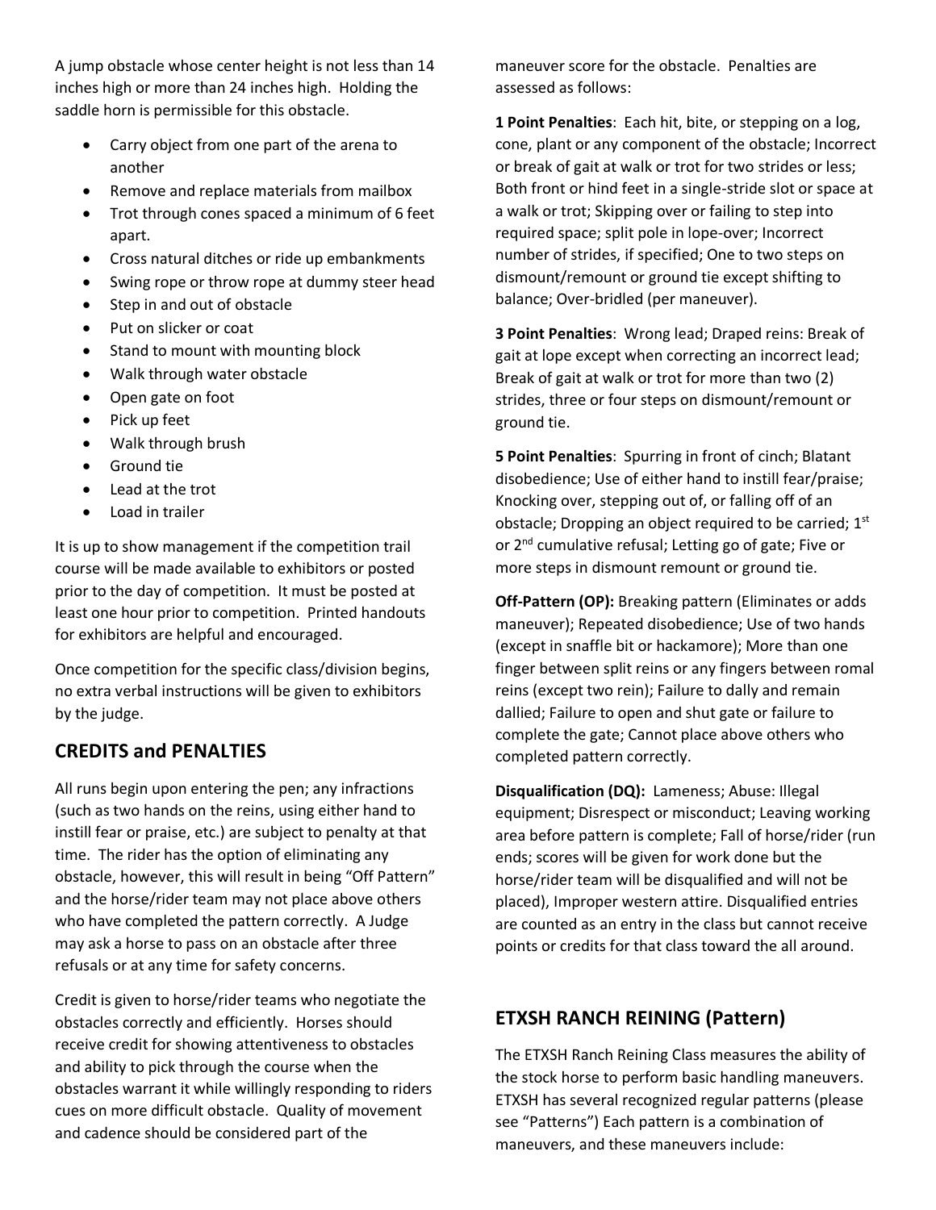A jump obstacle whose center height is not less than 14 inches high or more than 24 inches high. Holding the saddle horn is permissible for this obstacle.

- Carry object from one part of the arena to another
- Remove and replace materials from mailbox
- Trot through cones spaced a minimum of 6 feet apart.
- Cross natural ditches or ride up embankments
- Swing rope or throw rope at dummy steer head
- Step in and out of obstacle
- Put on slicker or coat
- Stand to mount with mounting block
- Walk through water obstacle
- Open gate on foot
- Pick up feet
- Walk through brush
- Ground tie
- Lead at the trot
- Load in trailer

It is up to show management if the competition trail course will be made available to exhibitors or posted prior to the day of competition. It must be posted at least one hour prior to competition. Printed handouts for exhibitors are helpful and encouraged.

Once competition for the specific class/division begins, no extra verbal instructions will be given to exhibitors by the judge.

## CREDITS and PENALTIES

All runs begin upon entering the pen; any infractions (such as two hands on the reins, using either hand to instill fear or praise, etc.) are subject to penalty at that time. The rider has the option of eliminating any obstacle, however, this will result in being "Off Pattern" and the horse/rider team may not place above others who have completed the pattern correctly. A Judge may ask a horse to pass on an obstacle after three refusals or at any time for safety concerns.

Credit is given to horse/rider teams who negotiate the obstacles correctly and efficiently. Horses should receive credit for showing attentiveness to obstacles and ability to pick through the course when the obstacles warrant it while willingly responding to riders cues on more difficult obstacle. Quality of movement and cadence should be considered part of the maneuver score for the obstacle. Penalties are assessed as follows:

**1 Point Penalties**: Each hit, bite, or stepping on a log, cone, plant or any component of the obstacle; Incorrect or break of gait at walk or trot for two strides or less; Both front or hind feet in a single-stride slot or space at a walk or trot; Skipping over or failing to step into required space; split pole in lope-over; Incorrect number of strides, if specified; One to two steps on dismount/remount or ground tie except shifting to balance; Over-bridled (per maneuver).

**3 Point Penalties**: Wrong lead; Draped reins: Break of gait at lope except when correcting an incorrect lead; Break of gait at walk or trot for more than two (2) strides, three or four steps on dismount/remount or ground tie.

**5 Point Penalties**: Spurring in front of cinch; Blatant disobedience; Use of either hand to instill fear/praise; Knocking over, stepping out of, or falling off of an obstacle; Dropping an object required to be carried; 1st or 2nd cumulative refusal; Letting go of gate; Five or more steps in dismount remount or ground tie.

**Off-Pattern (OP):** Breaking pattern (Eliminates or adds maneuver); Repeated disobedience; Use of two hands (except in snaffle bit or hackamore); More than one finger between split reins or any fingers between romal reins (except two rein); Failure to dally and remain dallied; Failure to open and shut gate or failure to complete the gate; Cannot place above others who completed pattern correctly.

**Disqualification (DQ):** Lameness; Abuse: Illegal equipment; Disrespect or misconduct; Leaving working area before pattern is complete; Fall of horse/rider (run ends; scores will be given for work done but the horse/rider team will be disqualified and will not be placed), Improper western attire. Disqualified entries are counted as an entry in the class but cannot receive points or credits for that class toward the all around.

## ETXSH RANCH REINING (Pattern)

The ETXSH Ranch Reining Class measures the ability of the stock horse to perform basic handling maneuvers. ETXSH has several recognized regular patterns (please see "Patterns") Each pattern is a combination of maneuvers, and these maneuvers include: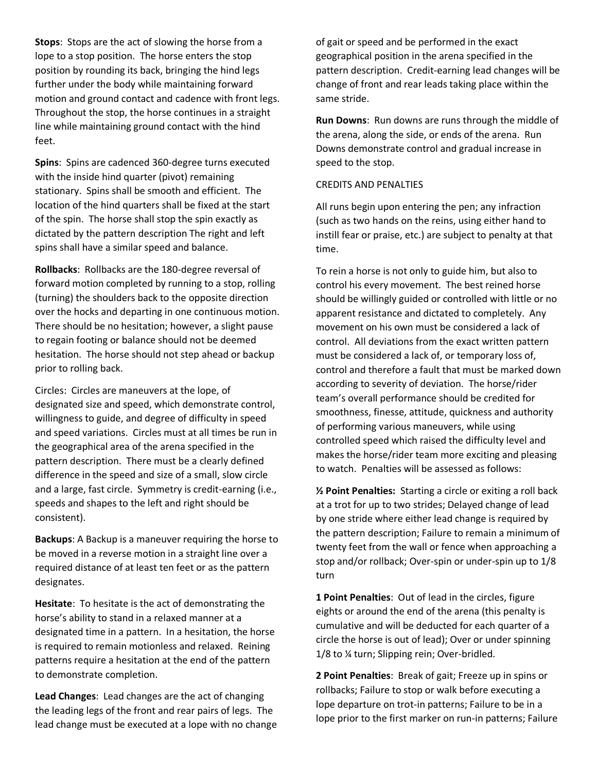**Stops**: Stops are the act of slowing the horse from a lope to a stop position. The horse enters the stop position by rounding its back, bringing the hind legs further under the body while maintaining forward motion and ground contact and cadence with front legs. Throughout the stop, the horse continues in a straight line while maintaining ground contact with the hind feet.

**Spins**: Spins are cadenced 360-degree turns executed with the inside hind quarter (pivot) remaining stationary. Spins shall be smooth and efficient. The location of the hind quarters shall be fixed at the start of the spin. The horse shall stop the spin exactly as dictated by the pattern description The right and left spins shall have a similar speed and balance.

**Rollbacks**: Rollbacks are the 180-degree reversal of forward motion completed by running to a stop, rolling (turning) the shoulders back to the opposite direction over the hocks and departing in one continuous motion. There should be no hesitation; however, a slight pause to regain footing or balance should not be deemed hesitation. The horse should not step ahead or backup prior to rolling back.

Circles: Circles are maneuvers at the lope, of designated size and speed, which demonstrate control, willingness to guide, and degree of difficulty in speed and speed variations. Circles must at all times be run in the geographical area of the arena specified in the pattern description. There must be a clearly defined difference in the speed and size of a small, slow circle and a large, fast circle. Symmetry is credit-earning (i.e., speeds and shapes to the left and right should be consistent).

**Backups**: A Backup is a maneuver requiring the horse to be moved in a reverse motion in a straight line over a required distance of at least ten feet or as the pattern designates.

**Hesitate**: To hesitate is the act of demonstrating the horse's ability to stand in a relaxed manner at a designated time in a pattern. In a hesitation, the horse is required to remain motionless and relaxed. Reining patterns require a hesitation at the end of the pattern to demonstrate completion.

**Lead Changes**: Lead changes are the act of changing the leading legs of the front and rear pairs of legs. The lead change must be executed at a lope with no change of gait or speed and be performed in the exact geographical position in the arena specified in the pattern description. Credit-earning lead changes will be change of front and rear leads taking place within the same stride.

**Run Downs**: Run downs are runs through the middle of the arena, along the side, or ends of the arena. Run Downs demonstrate control and gradual increase in speed to the stop.

CREDITS AND PENALTIES

All runs begin upon entering the pen; any infraction (such as two hands on the reins, using either hand to instill fear or praise, etc.) are subject to penalty at that time.

To rein a horse is not only to guide him, but also to control his every movement. The best reined horse should be willingly guided or controlled with little or no apparent resistance and dictated to completely. Any movement on his own must be considered a lack of control. All deviations from the exact written pattern must be considered a lack of, or temporary loss of, control and therefore a fault that must be marked down according to severity of deviation. The horse/rider team's overall performance should be credited for smoothness, finesse, attitude, quickness and authority of performing various maneuvers, while using controlled speed which raised the difficulty level and makes the horse/rider team more exciting and pleasing to watch. Penalties will be assessed as follows:

**½ Point Penalties:** Starting a circle or exiting a roll back at a trot for up to two strides; Delayed change of lead by one stride where either lead change is required by the pattern description; Failure to remain a minimum of twenty feet from the wall or fence when approaching a stop and/or rollback; Over-spin or under-spin up to 1/8 turn

**1 Point Penalties**: Out of lead in the circles, figure eights or around the end of the arena (this penalty is cumulative and will be deducted for each quarter of a circle the horse is out of lead); Over or under spinning 1/8 to ¼ turn; Slipping rein; Over-bridled.

**2 Point Penalties**: Break of gait; Freeze up in spins or rollbacks; Failure to stop or walk before executing a lope departure on trot-in patterns; Failure to be in a lope prior to the first marker on run-in patterns; Failure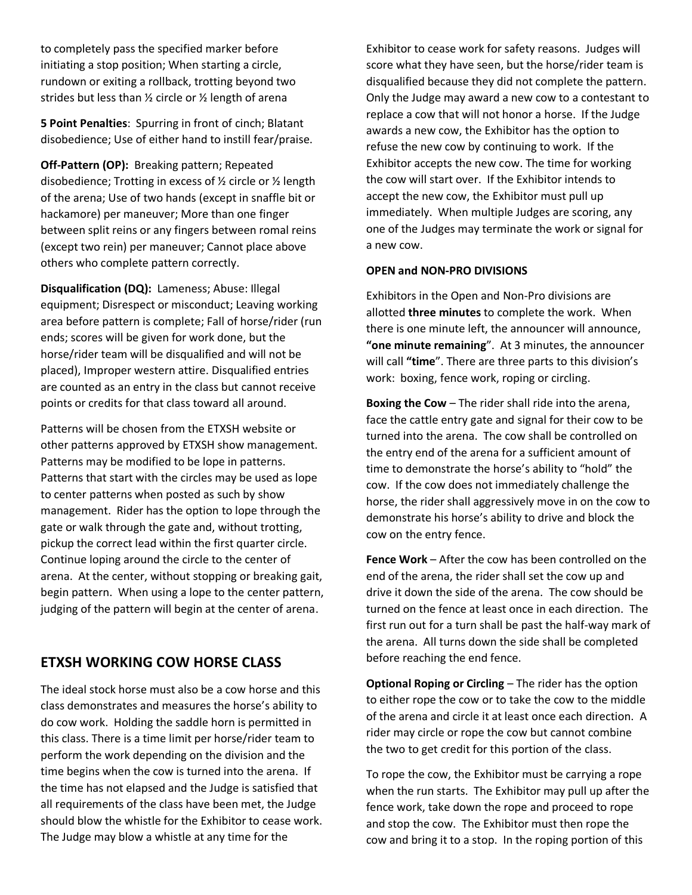to completely pass the specified marker before initiating a stop position; When starting a circle, rundown or exiting a rollback, trotting beyond two strides but less than ½ circle or ½ length of arena

**5 Point Penalties**: Spurring in front of cinch; Blatant disobedience; Use of either hand to instill fear/praise.

**Off-Pattern (OP):** Breaking pattern; Repeated disobedience; Trotting in excess of ½ circle or ½ length of the arena; Use of two hands (except in snaffle bit or hackamore) per maneuver; More than one finger between split reins or any fingers between romal reins (except two rein) per maneuver; Cannot place above others who complete pattern correctly.

**Disqualification (DQ):** Lameness; Abuse: Illegal equipment; Disrespect or misconduct; Leaving working area before pattern is complete; Fall of horse/rider (run ends; scores will be given for work done, but the horse/rider team will be disqualified and will not be placed), Improper western attire. Disqualified entries are counted as an entry in the class but cannot receive points or credits for that class toward all around.

Patterns will be chosen from the ETXSH website or other patterns approved by ETXSH show management. Patterns may be modified to be lope in patterns. Patterns that start with the circles may be used as lope to center patterns when posted as such by show management. Rider has the option to lope through the gate or walk through the gate and, without trotting, pickup the correct lead within the first quarter circle. Continue loping around the circle to the center of arena. At the center, without stopping or breaking gait, begin pattern. When using a lope to the center pattern, judging of the pattern will begin at the center of arena.

## ETXSH WORKING COW HORSE CLASS

The ideal stock horse must also be a cow horse and this class demonstrates and measures the horse's ability to do cow work. Holding the saddle horn is permitted in this class. There is a time limit per horse/rider team to perform the work depending on the division and the time begins when the cow is turned into the arena. If the time has not elapsed and the Judge is satisfied that all requirements of the class have been met, the Judge should blow the whistle for the Exhibitor to cease work. The Judge may blow a whistle at any time for the Exhibitor to cease work for safety reasons. Judges will score what they have seen, but the horse/rider team is disqualified because they did not complete the pattern. Only the Judge may award a new cow to a contestant to replace a cow that will not honor a horse. If the Judge awards a new cow, the Exhibitor has the option to refuse the new cow by continuing to work. If the Exhibitor accepts the new cow. The time for working the cow will start over. If the Exhibitor intends to accept the new cow, the Exhibitor must pull up immediately. When multiple Judges are scoring, any one of the Judges may terminate the work or signal for a new cow.

**OPEN and NON-PRO DIVISIONS**

Exhibitors in the Open and Non-Pro divisions are allotted **three minutes** to complete the work. When there is one minute left, the announcer will announce, **"one minute remaining"**. At 3 minutes, the announcer will call **"time"**. There are three parts to this division's work: boxing, fence work, roping or circling.

**Boxing the Cow** – The rider shall ride into the arena, face the cattle entry gate and signal for their cow to be turned into the arena. The cow shall be controlled on the entry end of the arena for a sufficient amount of time to demonstrate the horse's ability to "hold" the cow. If the cow does not immediately challenge the horse, the rider shall aggressively move in on the cow to demonstrate his horse's ability to drive and block the cow on the entry fence.

**Fence Work** – After the cow has been controlled on the end of the arena, the rider shall set the cow up and drive it down the side of the arena. The cow should be turned on the fence at least once in each direction. The first run out for a turn shall be past the half-way mark of the arena. All turns down the side shall be completed before reaching the end fence.

**Optional Roping or Circling** – The rider has the option to either rope the cow or to take the cow to the middle of the arena and circle it at least once each direction. A rider may circle or rope the cow but cannot combine the two to get credit for this portion of the class.

To rope the cow, the Exhibitor must be carrying a rope when the run starts. The Exhibitor may pull up after the fence work, take down the rope and proceed to rope and stop the cow. The Exhibitor must then rope the cow and bring it to a stop. In the roping portion of this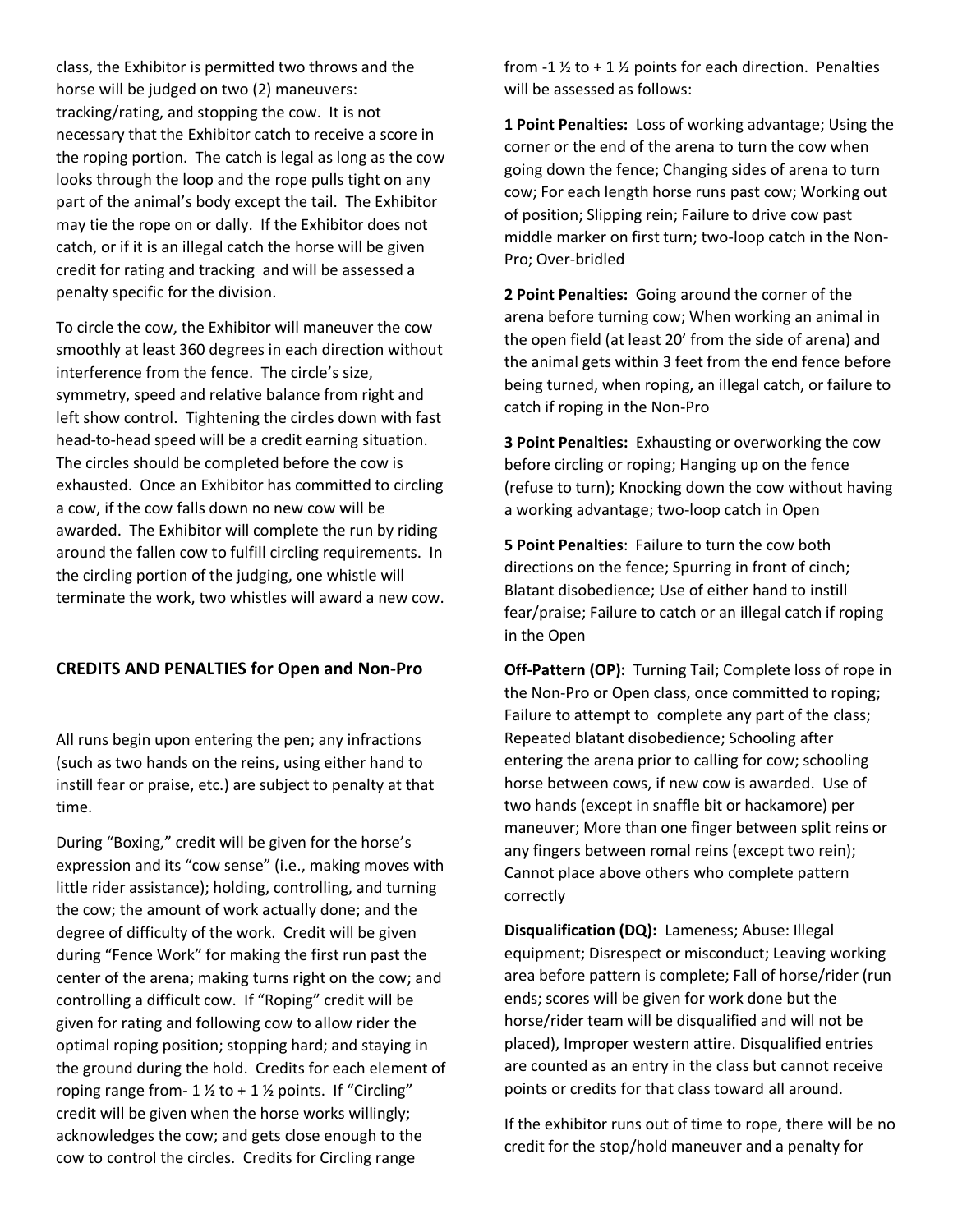class, the Exhibitor is permitted two throws and the horse will be judged on two (2) maneuvers: tracking/rating, and stopping the cow. It is not necessary that the Exhibitor catch to receive a score in the roping portion. The catch is legal as long as the cow looks through the loop and the rope pulls tight on any part of the animal's body except the tail. The Exhibitor may tie the rope on or dally. If the Exhibitor does not catch, or if it is an illegal catch the horse will be given credit for rating and tracking and will be assessed a penalty specific for the division.

To circle the cow, the Exhibitor will maneuver the cow smoothly at least 360 degrees in each direction without interference from the fence. The circle's size, symmetry, speed and relative balance from right and left show control. Tightening the circles down with fast head-to-head speed will be a credit earning situation. The circles should be completed before the cow is exhausted. Once an Exhibitor has committed to circling a cow, if the cow falls down no new cow will be awarded. The Exhibitor will complete the run by riding around the fallen cow to fulfill circling requirements. In the circling portion of the judging, one whistle will terminate the work, two whistles will award a new cow.

## CREDITS AND PENALTIES for Open and Non-Pro

All runs begin upon entering the pen; any infractions (such as two hands on the reins, using either hand to instill fear or praise, etc.) are subject to penalty at that time.

During "Boxing," credit will be given for the horse's expression and its "cow sense" (i.e., making moves with little rider assistance); holding, controlling, and turning the cow; the amount of work actually done; and the degree of difficulty of the work. Credit will be given during "Fence Work" for making the first run past the center of the arena; making turns right on the cow; and controlling a difficult cow. If "Roping" credit will be given for rating and following cow to allow rider the optimal roping position; stopping hard; and staying in the ground during the hold. Credits for each element of roping range from- 1 ½ to + 1 ½ points. If "Circling" credit will be given when the horse works willingly; acknowledges the cow; and gets close enough to the cow to control the circles. Credits for Circling range from -1 ½ to + 1 ½ points for each direction. Penalties will be assessed as follows:

**1 Point Penalties:** Loss of working advantage; Using the corner or the end of the arena to turn the cow when going down the fence; Changing sides of arena to turn cow; For each length horse runs past cow; Working out of position; Slipping rein; Failure to drive cow past middle marker on first turn; two-loop catch in the Non-Pro; Over-bridled

**2 Point Penalties:** Going around the corner of the arena before turning cow; When working an animal in the open field (at least 20' from the side of arena) and the animal gets within 3 feet from the end fence before being turned, when roping, an illegal catch, or failure to catch if roping in the Non-Pro

**3 Point Penalties:** Exhausting or overworking the cow before circling or roping; Hanging up on the fence (refuse to turn); Knocking down the cow without having a working advantage; two-loop catch in Open

**5 Point Penalties**: Failure to turn the cow both directions on the fence; Spurring in front of cinch; Blatant disobedience; Use of either hand to instill fear/praise; Failure to catch or an illegal catch if roping in the Open

**Off-Pattern (OP):** Turning Tail; Complete loss of rope in the Non-Pro or Open class, once committed to roping; Failure to attempt to complete any part of the class; Repeated blatant disobedience; Schooling after entering the arena prior to calling for cow; schooling horse between cows, if new cow is awarded. Use of two hands (except in snaffle bit or hackamore) per maneuver; More than one finger between split reins or any fingers between romal reins (except two rein); Cannot place above others who complete pattern correctly

**Disqualification (DQ):** Lameness; Abuse: Illegal equipment; Disrespect or misconduct; Leaving working area before pattern is complete; Fall of horse/rider (run ends; scores will be given for work done but the horse/rider team will be disqualified and will not be placed), Improper western attire. Disqualified entries are counted as an entry in the class but cannot receive points or credits for that class toward all around.

If the exhibitor runs out of time to rope, there will be no credit for the stop/hold maneuver and a penalty for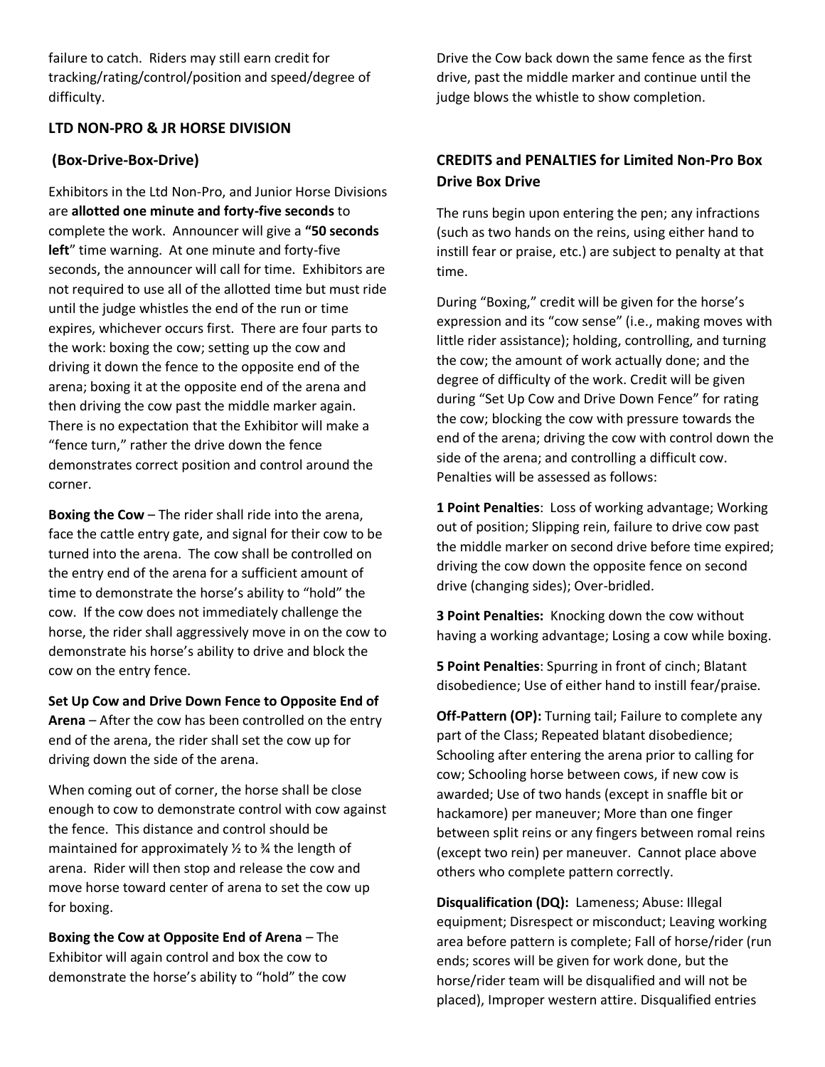failure to catch. Riders may still earn credit for tracking/rating/control/position and speed/degree of difficulty.

### LTD NON-PRO & JR HORSE DIVISION

### (Box-Drive-Box-Drive)

Exhibitors in the Ltd Non-Pro, and Junior Horse Divisions are **allotted one minute and forty-five seconds** to complete the work. Announcer will give a **"50 seconds left**" time warning. At one minute and forty-five seconds, the announcer will call for time. Exhibitors are not required to use all of the allotted time but must ride until the judge whistles the end of the run or time expires, whichever occurs first. There are four parts to the work: boxing the cow; setting up the cow and driving it down the fence to the opposite end of the arena; boxing it at the opposite end of the arena and then driving the cow past the middle marker again. There is no expectation that the Exhibitor will make a "fence turn," rather the drive down the fence demonstrates correct position and control around the corner.

**Boxing the Cow** – The rider shall ride into the arena, face the cattle entry gate, and signal for their cow to be turned into the arena. The cow shall be controlled on the entry end of the arena for a sufficient amount of time to demonstrate the horse's ability to "hold" the cow. If the cow does not immediately challenge the horse, the rider shall aggressively move in on the cow to demonstrate his horse's ability to drive and block the cow on the entry fence.

**Set Up Cow and Drive Down Fence to Opposite End of Arena** – After the cow has been controlled on the entry end of the arena, the rider shall set the cow up for driving down the side of the arena.

When coming out of corner, the horse shall be close enough to cow to demonstrate control with cow against the fence. This distance and control should be maintained for approximately ½ to ¾ the length of arena. Rider will then stop and release the cow and move horse toward center of arena to set the cow up for boxing.

**Boxing the Cow at Opposite End of Arena** – The Exhibitor will again control and box the cow to demonstrate the horse's ability to "hold" the cow

Drive the Cow back down the same fence as the first drive, past the middle marker and continue until the judge blows the whistle to show completion.

### CREDITS and PENALTIES for Limited Non-Pro Box Drive Box Drive

The runs begin upon entering the pen; any infractions (such as two hands on the reins, using either hand to instill fear or praise, etc.) are subject to penalty at that time.

During "Boxing," credit will be given for the horse's expression and its "cow sense" (i.e., making moves with little rider assistance); holding, controlling, and turning the cow; the amount of work actually done; and the degree of difficulty of the work. Credit will be given during "Set Up Cow and Drive Down Fence" for rating the cow; blocking the cow with pressure towards the end of the arena; driving the cow with control down the side of the arena; and controlling a difficult cow. Penalties will be assessed as follows:

**1 Point Penalties**: Loss of working advantage; Working out of position; Slipping rein, failure to drive cow past the middle marker on second drive before time expired; driving the cow down the opposite fence on second drive (changing sides); Over-bridled.

**3 Point Penalties:** Knocking down the cow without having a working advantage; Losing a cow while boxing.

**5 Point Penalties**: Spurring in front of cinch; Blatant disobedience; Use of either hand to instill fear/praise.

**Off-Pattern (OP):** Turning tail; Failure to complete any part of the Class; Repeated blatant disobedience; Schooling after entering the arena prior to calling for cow; Schooling horse between cows, if new cow is awarded; Use of two hands (except in snaffle bit or hackamore) per maneuver; More than one finger between split reins or any fingers between romal reins (except two rein) per maneuver. Cannot place above others who complete pattern correctly.

**Disqualification (DQ):** Lameness; Abuse: Illegal equipment; Disrespect or misconduct; Leaving working area before pattern is complete; Fall of horse/rider (run ends; scores will be given for work done, but the horse/rider team will be disqualified and will not be placed), Improper western attire. Disqualified entries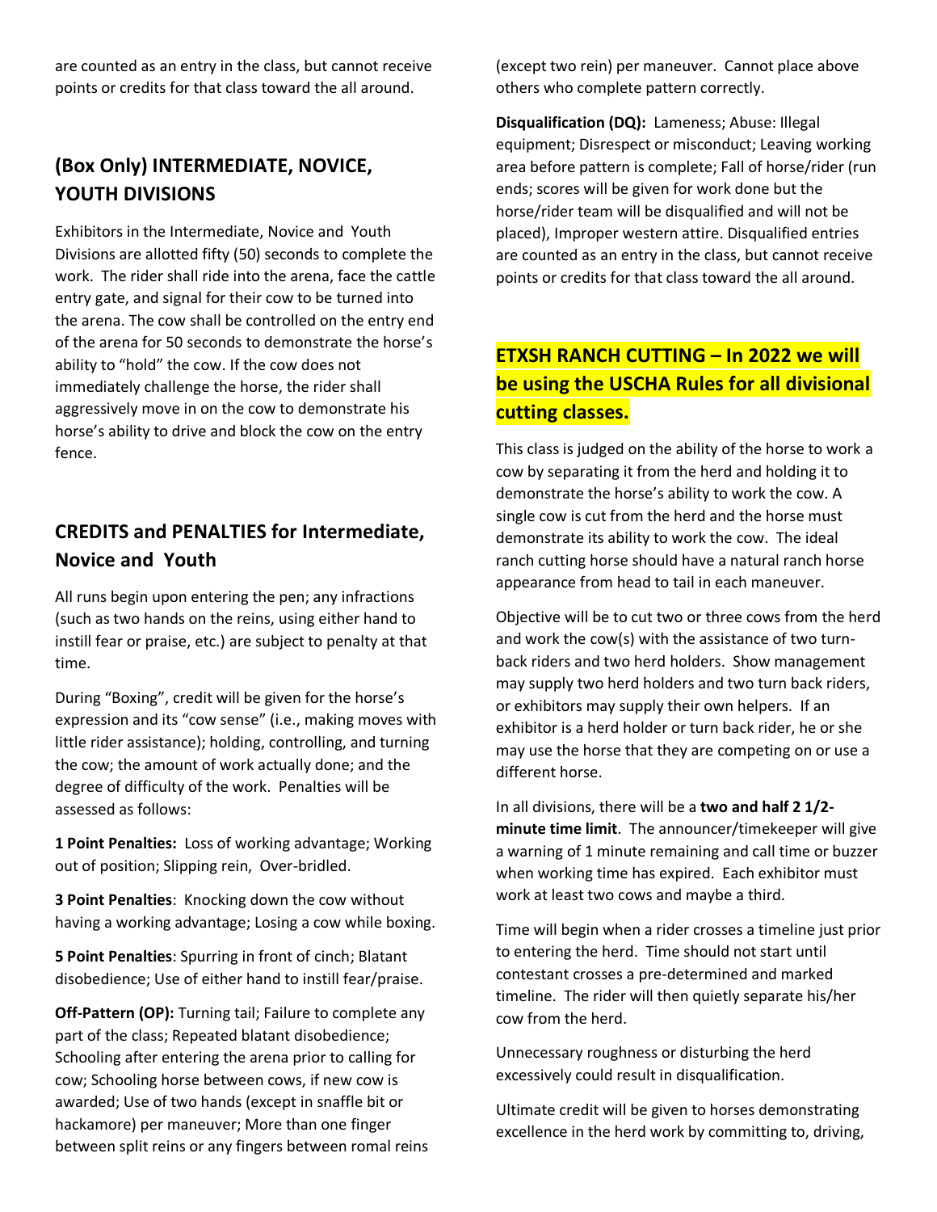are counted as an entry in the class, but cannot receive points or credits for that class toward the all around.

## (Box Only) INTERMEDIATE, NOVICE, YOUTH DIVISIONS

Exhibitors in the Intermediate, Novice and Youth Divisions are allotted fifty (50) seconds to complete the work. The rider shall ride into the arena, face the cattle entry gate, and signal for their cow to be turned into the arena. The cow shall be controlled on the entry end of the arena for 50 seconds to demonstrate the horse's ability to "hold" the cow. If the cow does not immediately challenge the horse, the rider shall aggressively move in on the cow to demonstrate his horse's ability to drive and block the cow on the entry fence.

## CREDITS and PENALTIES for Intermediate, Novice and Youth

All runs begin upon entering the pen; any infractions (such as two hands on the reins, using either hand to instill fear or praise, etc.) are subject to penalty at that time.

During "Boxing", credit will be given for the horse's expression and its "cow sense" (i.e., making moves with little rider assistance); holding, controlling, and turning the cow; the amount of work actually done; and the degree of difficulty of the work. Penalties will be assessed as follows:

**1 Point Penalties:** Loss of working advantage; Working out of position; Slipping rein, Over-bridled.

**3 Point Penalties**: Knocking down the cow without having a working advantage; Losing a cow while boxing.

**5 Point Penalties**: Spurring in front of cinch; Blatant disobedience; Use of either hand to instill fear/praise.

**Off-Pattern (OP):** Turning tail; Failure to complete any part of the class; Repeated blatant disobedience; Schooling after entering the arena prior to calling for cow; Schooling horse between cows, if new cow is awarded; Use of two hands (except in snaffle bit or hackamore) per maneuver; More than one finger between split reins or any fingers between romal reins (except two rein) per maneuver. Cannot place above others who complete pattern correctly.

**Disqualification (DQ):** Lameness; Abuse: Illegal equipment; Disrespect or misconduct; Leaving working area before pattern is complete; Fall of horse/rider (run ends; scores will be given for work done but the horse/rider team will be disqualified and will not be placed), Improper western attire. Disqualified entries are counted as an entry in the class, but cannot receive points or credits for that class toward the all around.

## ETXSH RANCH CUTTING – In 2022 we will be using the USCHA Rules for all divisional cutting classes.

This class is judged on the ability of the horse to work a cow by separating it from the herd and holding it to demonstrate the horse's ability to work the cow. A single cow is cut from the herd and the horse must demonstrate its ability to work the cow. The ideal ranch cutting horse should have a natural ranch horse appearance from head to tail in each maneuver.

Objective will be to cut two or three cows from the herd and work the cow(s) with the assistance of two turn-back riders and two herd holders. Show management may supply two herd holders and two turn back riders, or exhibitors may supply their own helpers. If an exhibitor is a herd holder or turn back rider, he or she may use the horse that they are competing on or use a different horse.

In all divisions, there will be a **two and half 2 1/2-minute time limit**. The announcer/timekeeper will give a warning of 1 minute remaining and call time or buzzer when working time has expired. Each exhibitor must work at least two cows and maybe a third.

Time will begin when a rider crosses a timeline just prior to entering the herd. Time should not start until contestant crosses a pre-determined and marked timeline. The rider will then quietly separate his/her cow from the herd.

Unnecessary roughness or disturbing the herd excessively could result in disqualification.

Ultimate credit will be given to horses demonstrating excellence in the herd work by committing to, driving,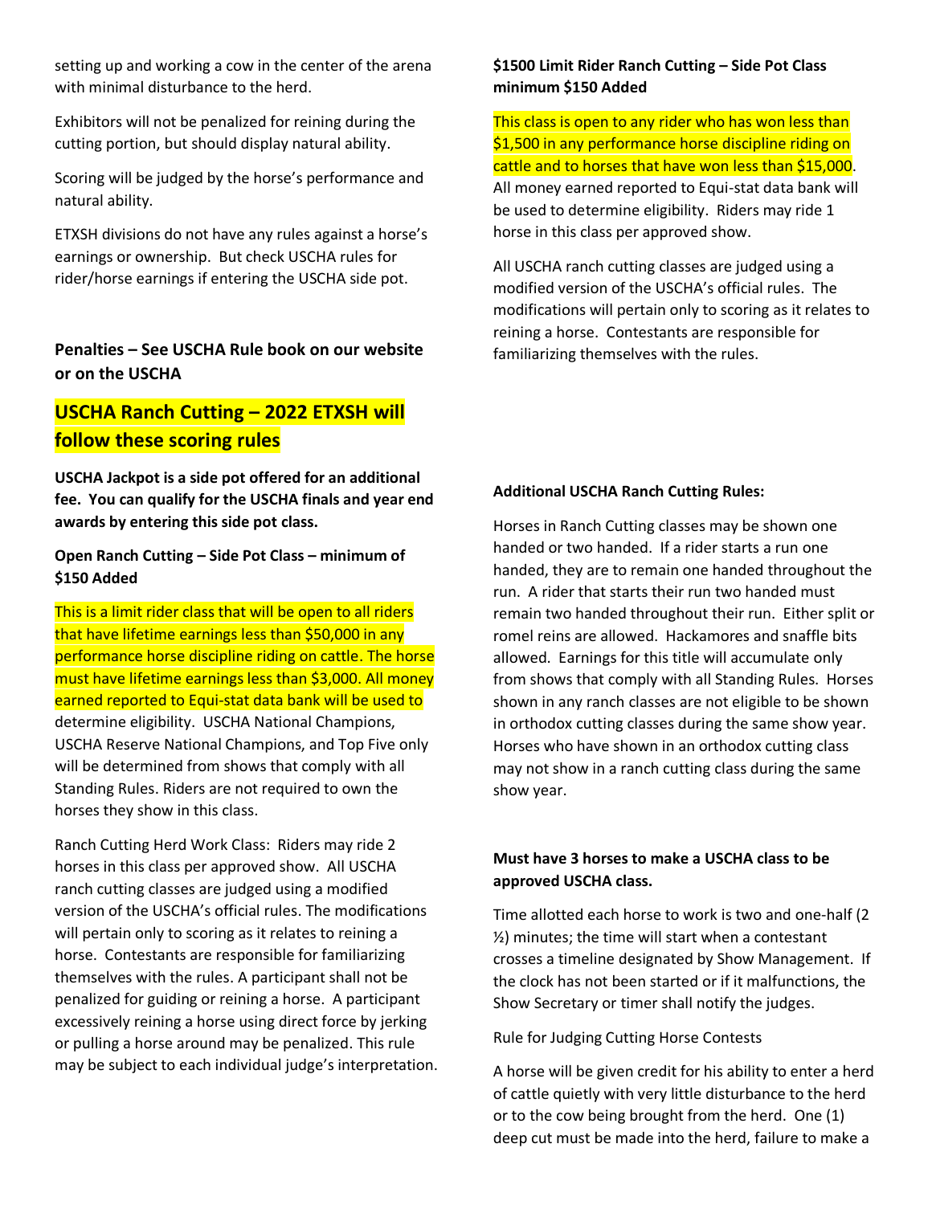setting up and working a cow in the center of the arena with minimal disturbance to the herd.

Exhibitors will not be penalized for reining during the cutting portion, but should display natural ability.

Scoring will be judged by the horse's performance and natural ability.

ETXSH divisions do not have any rules against a horse's earnings or ownership. But check USCHA rules for rider/horse earnings if entering the USCHA side pot.

**Penalties – See USCHA Rule book on our website or on the USCHA**

## USCHA Ranch Cutting – 2022 ETXSH will follow these scoring rules

**USCHA Jackpot is a side pot offered for an additional fee. You can qualify for the USCHA finals and year end awards by entering this side pot class.**

**Open Ranch Cutting – Side Pot Class – minimum of $150 Added**

This is a limit rider class that will be open to all riders that have lifetime earnings less than $50,000 in any performance horse discipline riding on cattle. The horse must have lifetime earnings less than $3,000. All money earned reported to Equi-stat data bank will be used to determine eligibility. USCHA National Champions, USCHA Reserve National Champions, and Top Five only will be determined from shows that comply with all Standing Rules. Riders are not required to own the horses they show in this class.

Ranch Cutting Herd Work Class: Riders may ride 2 horses in this class per approved show. All USCHA ranch cutting classes are judged using a modified version of the USCHA's official rules. The modifications will pertain only to scoring as it relates to reining a horse. Contestants are responsible for familiarizing themselves with the rules. A participant shall not be penalized for guiding or reining a horse. A participant excessively reining a horse using direct force by jerking or pulling a horse around may be penalized. This rule may be subject to each individual judge's interpretation.

**$1500 Limit Rider Ranch Cutting – Side Pot Class minimum $150 Added**

This class is open to any rider who has won less than $1,500 in any performance horse discipline riding on cattle and to horses that have won less than $15,000. All money earned reported to Equi-stat data bank will be used to determine eligibility. Riders may ride 1 horse in this class per approved show.

All USCHA ranch cutting classes are judged using a modified version of the USCHA's official rules. The modifications will pertain only to scoring as it relates to reining a horse. Contestants are responsible for familiarizing themselves with the rules.

**Additional USCHA Ranch Cutting Rules:**

Horses in Ranch Cutting classes may be shown one handed or two handed. If a rider starts a run one handed, they are to remain one handed throughout the run. A rider that starts their run two handed must remain two handed throughout their run. Either split or romel reins are allowed. Hackamores and snaffle bits allowed. Earnings for this title will accumulate only from shows that comply with all Standing Rules. Horses shown in any ranch classes are not eligible to be shown in orthodox cutting classes during the same show year. Horses who have shown in an orthodox cutting class may not show in a ranch cutting class during the same show year.

**Must have 3 horses to make a USCHA class to be approved USCHA class.**

Time allotted each horse to work is two and one-half (2 ½) minutes; the time will start when a contestant crosses a timeline designated by Show Management. If the clock has not been started or if it malfunctions, the Show Secretary or timer shall notify the judges.

Rule for Judging Cutting Horse Contests

A horse will be given credit for his ability to enter a herd of cattle quietly with very little disturbance to the herd or to the cow being brought from the herd. One (1) deep cut must be made into the herd, failure to make a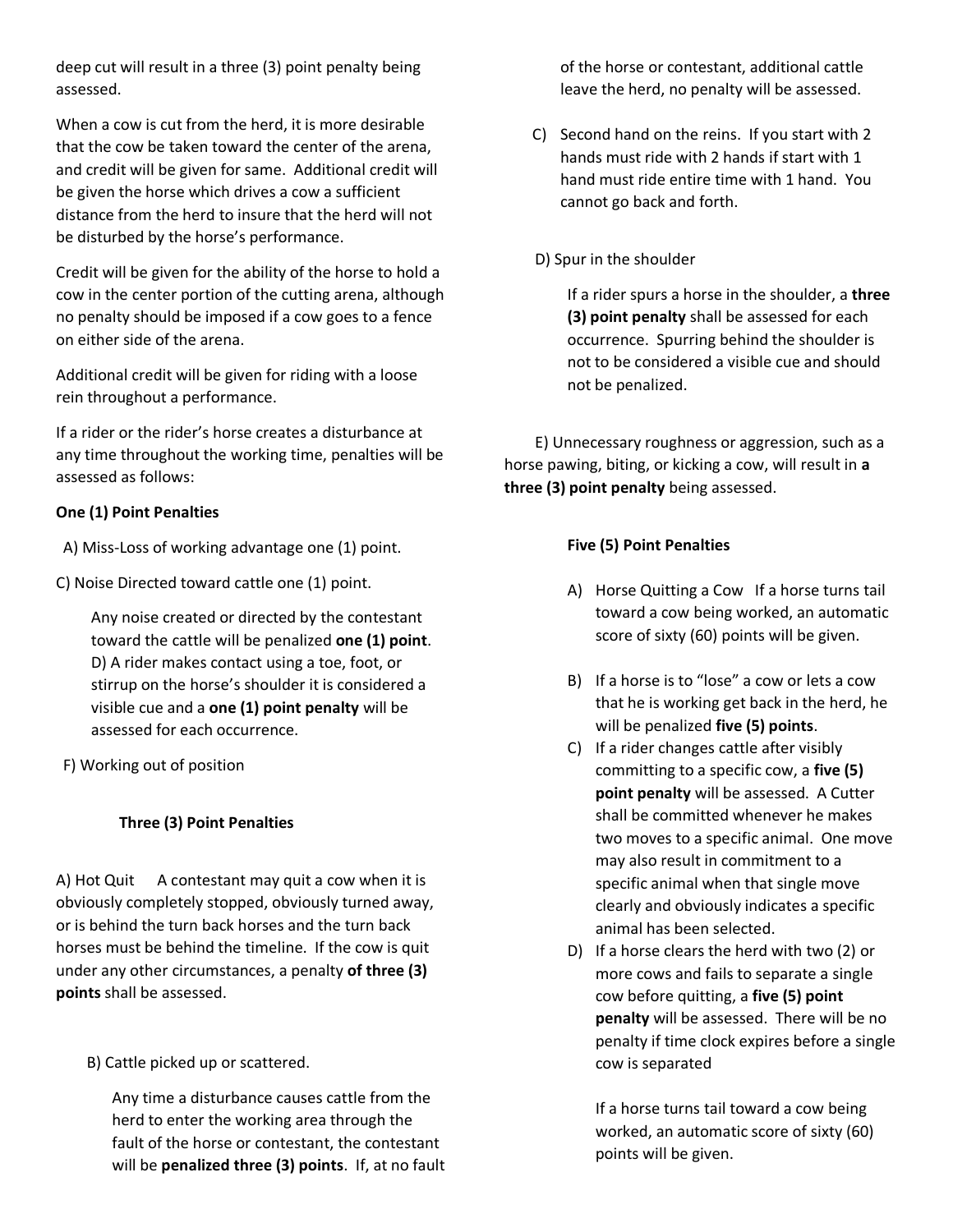deep cut will result in a three (3) point penalty being assessed.

When a cow is cut from the herd, it is more desirable that the cow be taken toward the center of the arena, and credit will be given for same. Additional credit will be given the horse which drives a cow a sufficient distance from the herd to insure that the herd will not be disturbed by the horse's performance.

Credit will be given for the ability of the horse to hold a cow in the center portion of the cutting arena, although no penalty should be imposed if a cow goes to a fence on either side of the arena.

Additional credit will be given for riding with a loose rein throughout a performance.

If a rider or the rider's horse creates a disturbance at any time throughout the working time, penalties will be assessed as follows:

**One (1) Point Penalties**

A) Miss-Loss of working advantage one (1) point.

C) Noise Directed toward cattle one (1) point.

Any noise created or directed by the contestant toward the cattle will be penalized **one (1) point**. D) A rider makes contact using a toe, foot, or stirrup on the horse's shoulder it is considered a visible cue and a **one (1) point penalty** will be assessed for each occurrence.

F) Working out of position

**Three (3) Point Penalties**

A) Hot Quit A contestant may quit a cow when it is obviously completely stopped, obviously turned away, or is behind the turn back horses and the turn back horses must be behind the timeline. If the cow is quit under any other circumstances, a penalty **of three (3) points** shall be assessed.

B) Cattle picked up or scattered.

Any time a disturbance causes cattle from the herd to enter the working area through the fault of the horse or contestant, the contestant will be **penalized three (3) points**. If, at no fault of the horse or contestant, additional cattle leave the herd, no penalty will be assessed.

C) Second hand on the reins. If you start with 2 hands must ride with 2 hands if start with 1 hand must ride entire time with 1 hand. You cannot go back and forth.

D) Spur in the shoulder

If a rider spurs a horse in the shoulder, a **three (3) point penalty** shall be assessed for each occurrence. Spurring behind the shoulder is not to be considered a visible cue and should not be penalized.

E) Unnecessary roughness or aggression, such as a horse pawing, biting, or kicking a cow, will result in **a three (3) point penalty** being assessed.

**Five (5) Point Penalties**

A) Horse Quitting a Cow If a horse turns tail toward a cow being worked, an automatic score of sixty (60) points will be given.

B) If a horse is to "lose" a cow or lets a cow that he is working get back in the herd, he will be penalized **five (5) points**.

C) If a rider changes cattle after visibly committing to a specific cow, a **five (5) point penalty** will be assessed. A Cutter shall be committed whenever he makes two moves to a specific animal. One move may also result in commitment to a specific animal when that single move clearly and obviously indicates a specific animal has been selected.

D) If a horse clears the herd with two (2) or more cows and fails to separate a single cow before quitting, a **five (5) point penalty** will be assessed. There will be no penalty if time clock expires before a single cow is separated

If a horse turns tail toward a cow being worked, an automatic score of sixty (60) points will be given.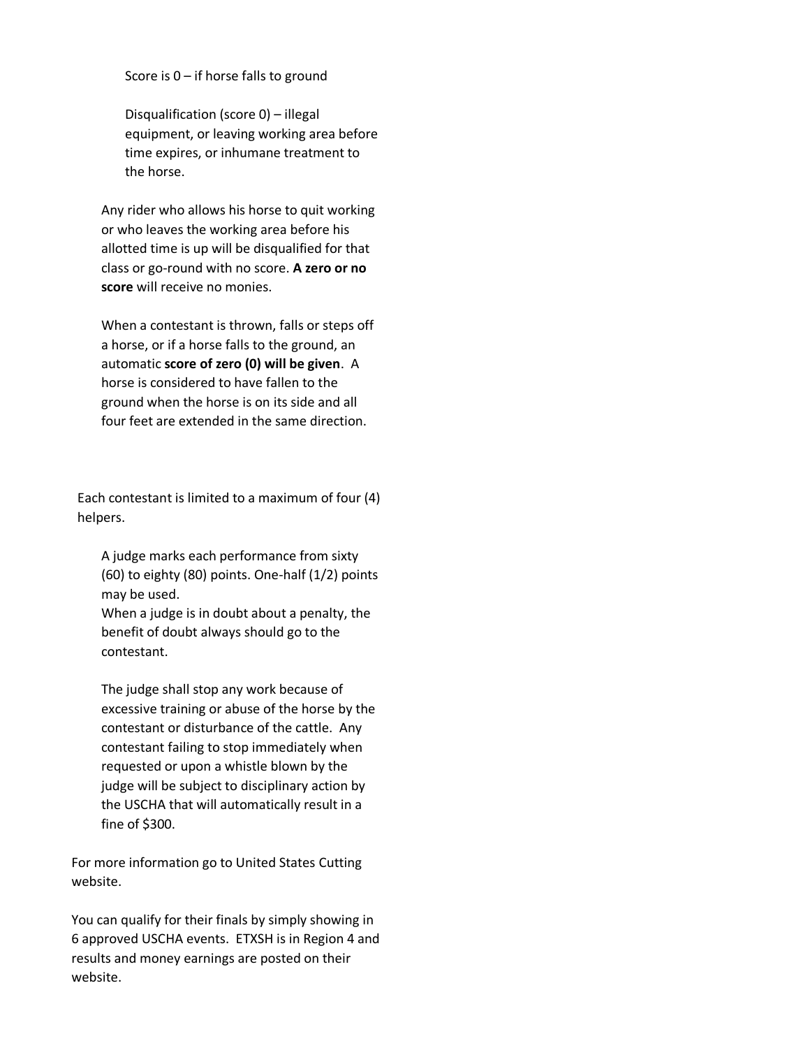Score is 0 – if horse falls to ground

Disqualification (score 0) – illegal equipment, or leaving working area before time expires, or inhumane treatment to the horse.

Any rider who allows his horse to quit working or who leaves the working area before his allotted time is up will be disqualified for that class or go-round with no score. **A zero or no score** will receive no monies.

When a contestant is thrown, falls or steps off a horse, or if a horse falls to the ground, an automatic **score of zero (0) will be given**. A horse is considered to have fallen to the ground when the horse is on its side and all four feet are extended in the same direction.

Each contestant is limited to a maximum of four (4) helpers.

A judge marks each performance from sixty (60) to eighty (80) points. One-half (1/2) points may be used.
When a judge is in doubt about a penalty, the benefit of doubt always should go to the contestant.

The judge shall stop any work because of excessive training or abuse of the horse by the contestant or disturbance of the cattle. Any contestant failing to stop immediately when requested or upon a whistle blown by the judge will be subject to disciplinary action by the USCHA that will automatically result in a fine of $300.

For more information go to United States Cutting website.

You can qualify for their finals by simply showing in 6 approved USCHA events. ETXSH is in Region 4 and results and money earnings are posted on their website.